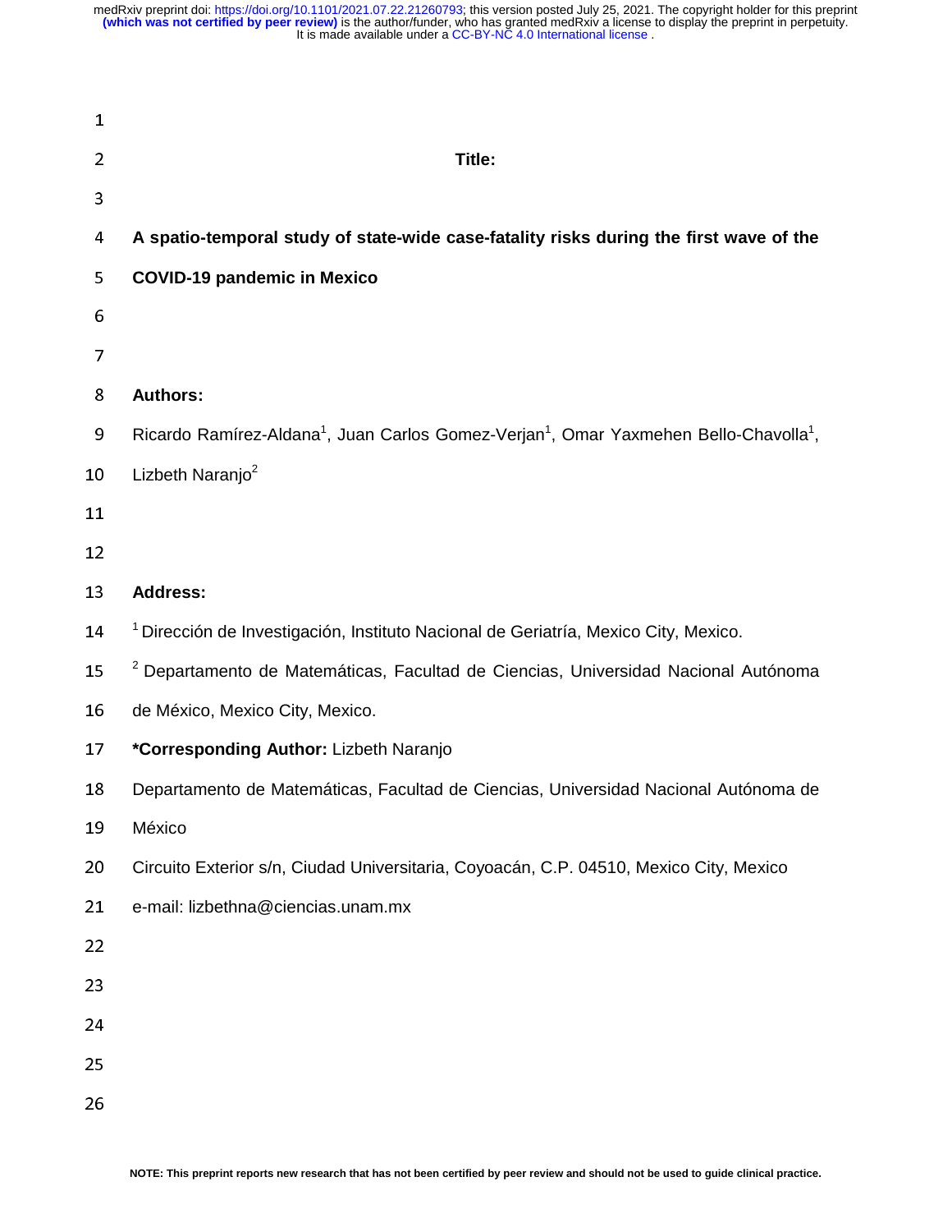**Title:**

# A spatio-temporal study of state-wide case-fatality risks during the first wave of the COVID-19 pandemic in Mexico

**Authors:**

Ricardo Ramírez-Aldana[1], Juan Carlos Gomez-Verjan[1], Omar Yaxmehen Bello-Chavolla[1], Lizbeth Naranjo[2]

**Address:**

[1] Dirección de Investigación, Instituto Nacional de Geriatría, Mexico City, Mexico.

[2] Departamento de Matemáticas, Facultad de Ciencias, Universidad Nacional Autónoma de México, Mexico City, Mexico.

**\*Corresponding Author:** Lizbeth Naranjo

Departamento de Matemáticas, Facultad de Ciencias, Universidad Nacional Autónoma de México

Circuito Exterior s/n, Ciudad Universitaria, Coyoacán, C.P. 04510, Mexico City, Mexico

e-mail: lizbethna@ciencias.unam.mx

NOTE: This preprint reports new research that has not been certified by peer review and should not be used to guide clinical practice.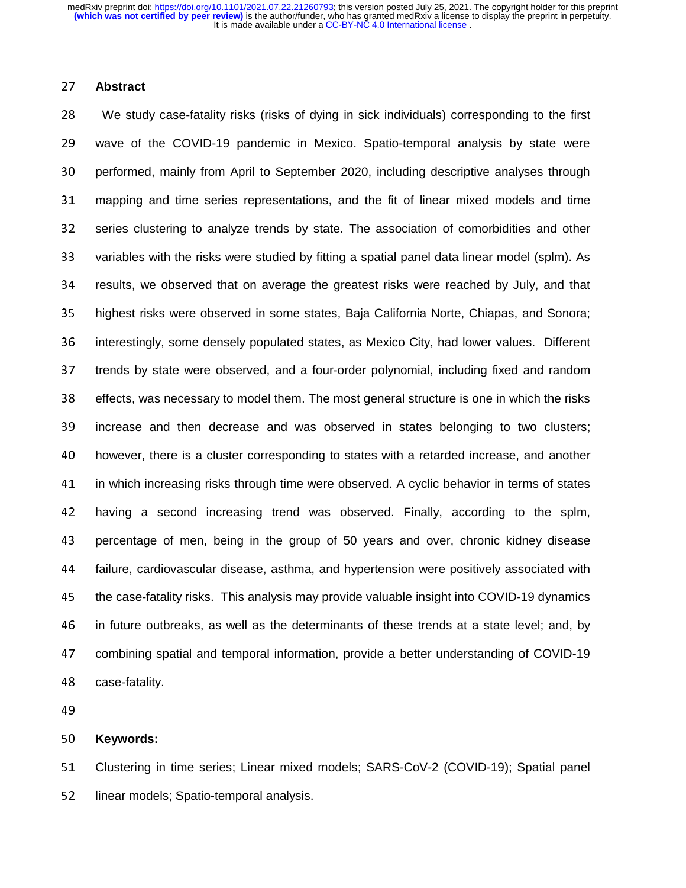## Abstract

We study case-fatality risks (risks of dying in sick individuals) corresponding to the first wave of the COVID-19 pandemic in Mexico. Spatio-temporal analysis by state were performed, mainly from April to September 2020, including descriptive analyses through mapping and time series representations, and the fit of linear mixed models and time series clustering to analyze trends by state. The association of comorbidities and other variables with the risks were studied by fitting a spatial panel data linear model (splm). As results, we observed that on average the greatest risks were reached by July, and that highest risks were observed in some states, Baja California Norte, Chiapas, and Sonora; interestingly, some densely populated states, as Mexico City, had lower values. Different trends by state were observed, and a four-order polynomial, including fixed and random effects, was necessary to model them. The most general structure is one in which the risks increase and then decrease and was observed in states belonging to two clusters; however, there is a cluster corresponding to states with a retarded increase, and another in which increasing risks through time were observed. A cyclic behavior in terms of states having a second increasing trend was observed. Finally, according to the splm, percentage of men, being in the group of 50 years and over, chronic kidney disease failure, cardiovascular disease, asthma, and hypertension were positively associated with the case-fatality risks. This analysis may provide valuable insight into COVID-19 dynamics in future outbreaks, as well as the determinants of these trends at a state level; and, by combining spatial and temporal information, provide a better understanding of COVID-19 case-fatality.

**Keywords:**

Clustering in time series; Linear mixed models; SARS-CoV-2 (COVID-19); Spatial panel linear models; Spatio-temporal analysis.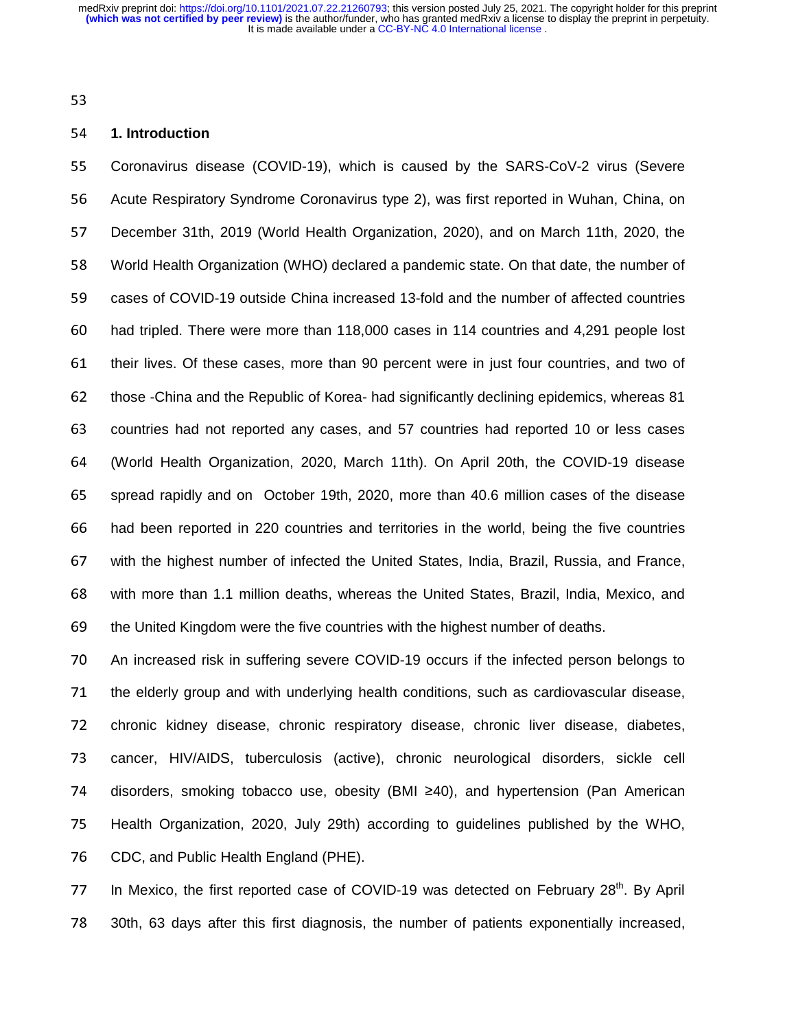## 1. Introduction

Coronavirus disease (COVID-19), which is caused by the SARS-CoV-2 virus (Severe Acute Respiratory Syndrome Coronavirus type 2), was first reported in Wuhan, China, on December 31th, 2019 (World Health Organization, 2020), and on March 11th, 2020, the World Health Organization (WHO) declared a pandemic state. On that date, the number of cases of COVID-19 outside China increased 13-fold and the number of affected countries had tripled. There were more than 118,000 cases in 114 countries and 4,291 people lost their lives. Of these cases, more than 90 percent were in just four countries, and two of those -China and the Republic of Korea- had significantly declining epidemics, whereas 81 countries had not reported any cases, and 57 countries had reported 10 or less cases (World Health Organization, 2020, March 11th). On April 20th, the COVID-19 disease spread rapidly and on October 19th, 2020, more than 40.6 million cases of the disease had been reported in 220 countries and territories in the world, being the five countries with the highest number of infected the United States, India, Brazil, Russia, and France, with more than 1.1 million deaths, whereas the United States, Brazil, India, Mexico, and the United Kingdom were the five countries with the highest number of deaths.

An increased risk in suffering severe COVID-19 occurs if the infected person belongs to the elderly group and with underlying health conditions, such as cardiovascular disease, chronic kidney disease, chronic respiratory disease, chronic liver disease, diabetes, cancer, HIV/AIDS, tuberculosis (active), chronic neurological disorders, sickle cell disorders, smoking tobacco use, obesity (BMI ≥40), and hypertension (Pan American Health Organization, 2020, July 29th) according to guidelines published by the WHO, CDC, and Public Health England (PHE).

In Mexico, the first reported case of COVID-19 was detected on February 28th. By April 30th, 63 days after this first diagnosis, the number of patients exponentially increased,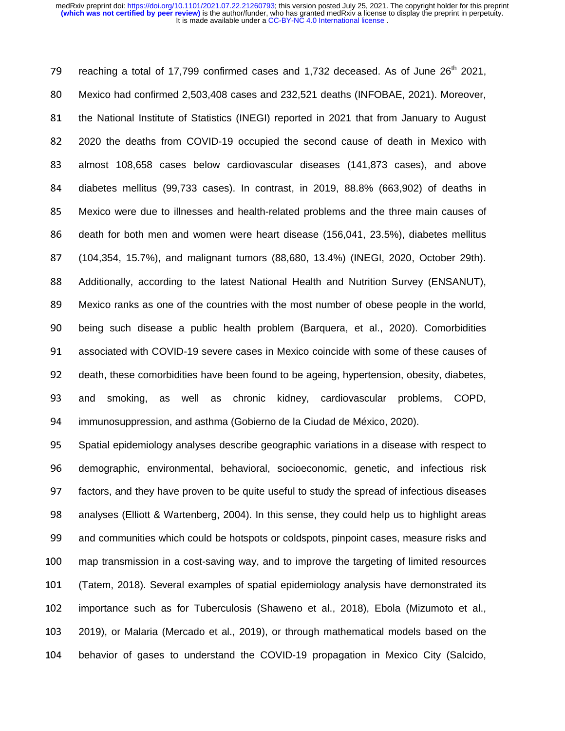reaching a total of 17,799 confirmed cases and 1,732 deceased. As of June 26th 2021, Mexico had confirmed 2,503,408 cases and 232,521 deaths (INFOBAE, 2021). Moreover, the National Institute of Statistics (INEGI) reported in 2021 that from January to August 2020 the deaths from COVID-19 occupied the second cause of death in Mexico with almost 108,658 cases below cardiovascular diseases (141,873 cases), and above diabetes mellitus (99,733 cases). In contrast, in 2019, 88.8% (663,902) of deaths in Mexico were due to illnesses and health-related problems and the three main causes of death for both men and women were heart disease (156,041, 23.5%), diabetes mellitus (104,354, 15.7%), and malignant tumors (88,680, 13.4%) (INEGI, 2020, October 29th). Additionally, according to the latest National Health and Nutrition Survey (ENSANUT), Mexico ranks as one of the countries with the most number of obese people in the world, being such disease a public health problem (Barquera, et al., 2020). Comorbidities associated with COVID-19 severe cases in Mexico coincide with some of these causes of death, these comorbidities have been found to be ageing, hypertension, obesity, diabetes, and smoking, as well as chronic kidney, cardiovascular problems, COPD, immunosuppression, and asthma (Gobierno de la Ciudad de México, 2020).

Spatial epidemiology analyses describe geographic variations in a disease with respect to demographic, environmental, behavioral, socioeconomic, genetic, and infectious risk factors, and they have proven to be quite useful to study the spread of infectious diseases analyses (Elliott & Wartenberg, 2004). In this sense, they could help us to highlight areas and communities which could be hotspots or coldspots, pinpoint cases, measure risks and map transmission in a cost-saving way, and to improve the targeting of limited resources (Tatem, 2018). Several examples of spatial epidemiology analysis have demonstrated its importance such as for Tuberculosis (Shaweno et al., 2018), Ebola (Mizumoto et al., 2019), or Malaria (Mercado et al., 2019), or through mathematical models based on the behavior of gases to understand the COVID-19 propagation in Mexico City (Salcido,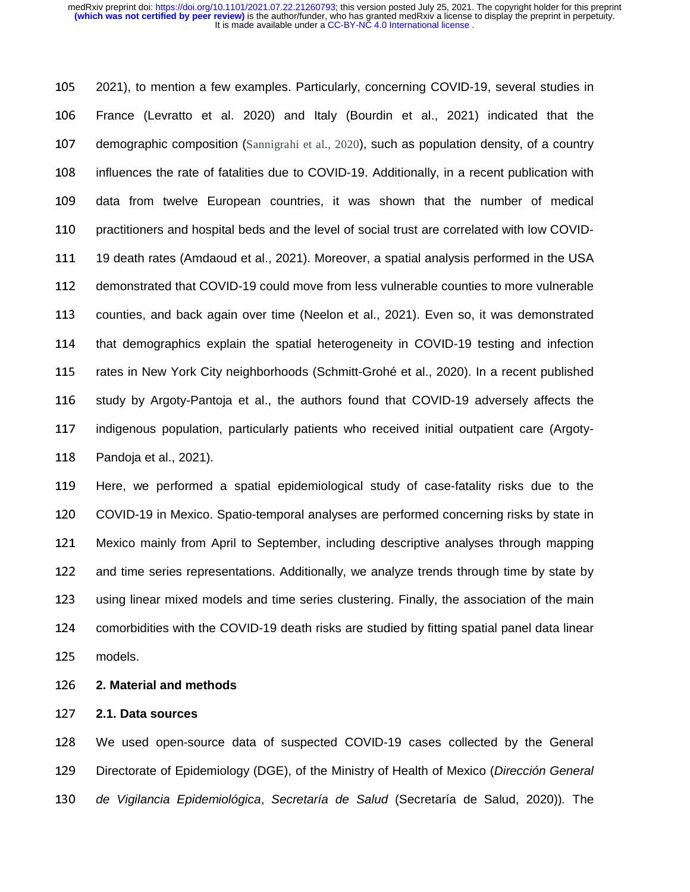2021), to mention a few examples. Particularly, concerning COVID-19, several studies in France (Levratto et al. 2020) and Italy (Bourdin et al., 2021) indicated that the demographic composition (Sannigrahi et al., 2020), such as population density, of a country influences the rate of fatalities due to COVID-19. Additionally, in a recent publication with data from twelve European countries, it was shown that the number of medical practitioners and hospital beds and the level of social trust are correlated with low COVID-19 death rates (Amdaoud et al., 2021). Moreover, a spatial analysis performed in the USA demonstrated that COVID-19 could move from less vulnerable counties to more vulnerable counties, and back again over time (Neelon et al., 2021). Even so, it was demonstrated that demographics explain the spatial heterogeneity in COVID-19 testing and infection rates in New York City neighborhoods (Schmitt-Grohé et al., 2020). In a recent published study by Argoty-Pantoja et al., the authors found that COVID-19 adversely affects the indigenous population, particularly patients who received initial outpatient care (Argoty-Pandoja et al., 2021).

Here, we performed a spatial epidemiological study of case-fatality risks due to the COVID-19 in Mexico. Spatio-temporal analyses are performed concerning risks by state in Mexico mainly from April to September, including descriptive analyses through mapping and time series representations. Additionally, we analyze trends through time by state by using linear mixed models and time series clustering. Finally, the association of the main comorbidities with the COVID-19 death risks are studied by fitting spatial panel data linear models.

## 2. Material and methods

### 2.1. Data sources

We used open-source data of suspected COVID-19 cases collected by the General Directorate of Epidemiology (DGE), of the Ministry of Health of Mexico (*Dirección General de Vigilancia Epidemiológica*, *Secretaría de Salud* (Secretaría de Salud, 2020)). The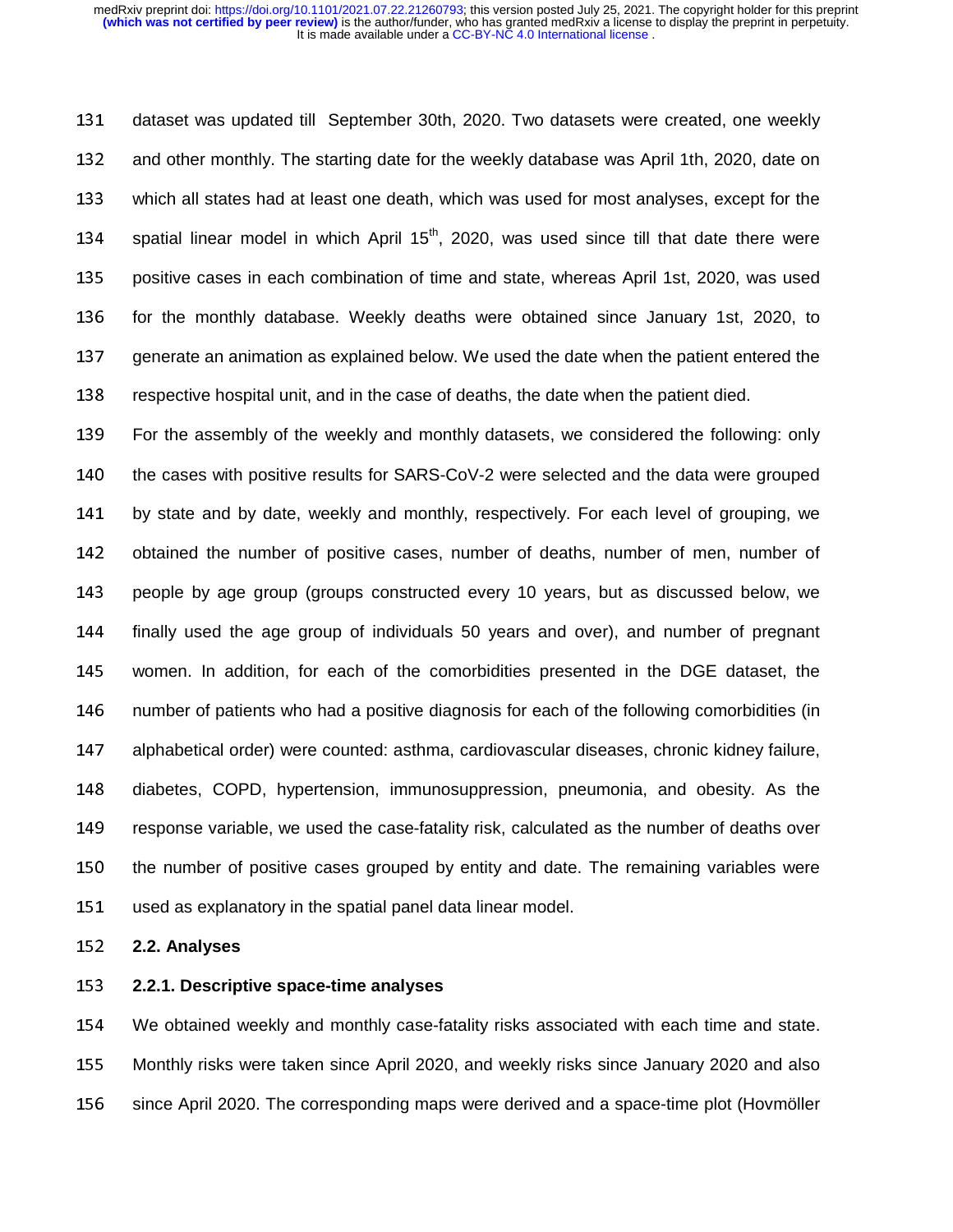dataset was updated till September 30th, 2020. Two datasets were created, one weekly and other monthly. The starting date for the weekly database was April 1th, 2020, date on which all states had at least one death, which was used for most analyses, except for the spatial linear model in which April 15th, 2020, was used since till that date there were positive cases in each combination of time and state, whereas April 1st, 2020, was used for the monthly database. Weekly deaths were obtained since January 1st, 2020, to generate an animation as explained below. We used the date when the patient entered the respective hospital unit, and in the case of deaths, the date when the patient died.

For the assembly of the weekly and monthly datasets, we considered the following: only the cases with positive results for SARS-CoV-2 were selected and the data were grouped by state and by date, weekly and monthly, respectively. For each level of grouping, we obtained the number of positive cases, number of deaths, number of men, number of people by age group (groups constructed every 10 years, but as discussed below, we finally used the age group of individuals 50 years and over), and number of pregnant women. In addition, for each of the comorbidities presented in the DGE dataset, the number of patients who had a positive diagnosis for each of the following comorbidities (in alphabetical order) were counted: asthma, cardiovascular diseases, chronic kidney failure, diabetes, COPD, hypertension, immunosuppression, pneumonia, and obesity. As the response variable, we used the case-fatality risk, calculated as the number of deaths over the number of positive cases grouped by entity and date. The remaining variables were used as explanatory in the spatial panel data linear model.

## 2.2. Analyses

### 2.2.1. Descriptive space-time analyses

We obtained weekly and monthly case-fatality risks associated with each time and state. Monthly risks were taken since April 2020, and weekly risks since January 2020 and also since April 2020. The corresponding maps were derived and a space-time plot (Hovmöller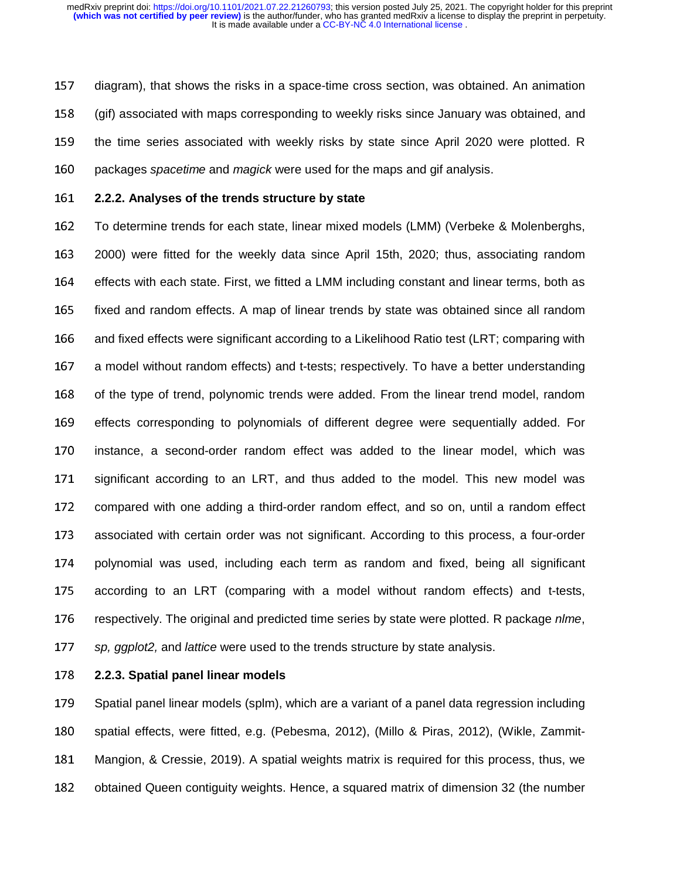diagram), that shows the risks in a space-time cross section, was obtained. An animation (gif) associated with maps corresponding to weekly risks since January was obtained, and the time series associated with weekly risks by state since April 2020 were plotted. R packages *spacetime* and *magick* were used for the maps and gif analysis.

### 2.2.2. Analyses of the trends structure by state

To determine trends for each state, linear mixed models (LMM) (Verbeke & Molenberghs, 2000) were fitted for the weekly data since April 15th, 2020; thus, associating random effects with each state. First, we fitted a LMM including constant and linear terms, both as fixed and random effects. A map of linear trends by state was obtained since all random and fixed effects were significant according to a Likelihood Ratio test (LRT; comparing with a model without random effects) and t-tests; respectively. To have a better understanding of the type of trend, polynomic trends were added. From the linear trend model, random effects corresponding to polynomials of different degree were sequentially added. For instance, a second-order random effect was added to the linear model, which was significant according to an LRT, and thus added to the model. This new model was compared with one adding a third-order random effect, and so on, until a random effect associated with certain order was not significant. According to this process, a four-order polynomial was used, including each term as random and fixed, being all significant according to an LRT (comparing with a model without random effects) and t-tests, respectively. The original and predicted time series by state were plotted. R package *nlme*, *sp, ggplot2,* and *lattice* were used to the trends structure by state analysis.

### 2.2.3. Spatial panel linear models

Spatial panel linear models (splm), which are a variant of a panel data regression including spatial effects, were fitted, e.g. (Pebesma, 2012), (Millo & Piras, 2012), (Wikle, Zammit-Mangion, & Cressie, 2019). A spatial weights matrix is required for this process, thus, we obtained Queen contiguity weights. Hence, a squared matrix of dimension 32 (the number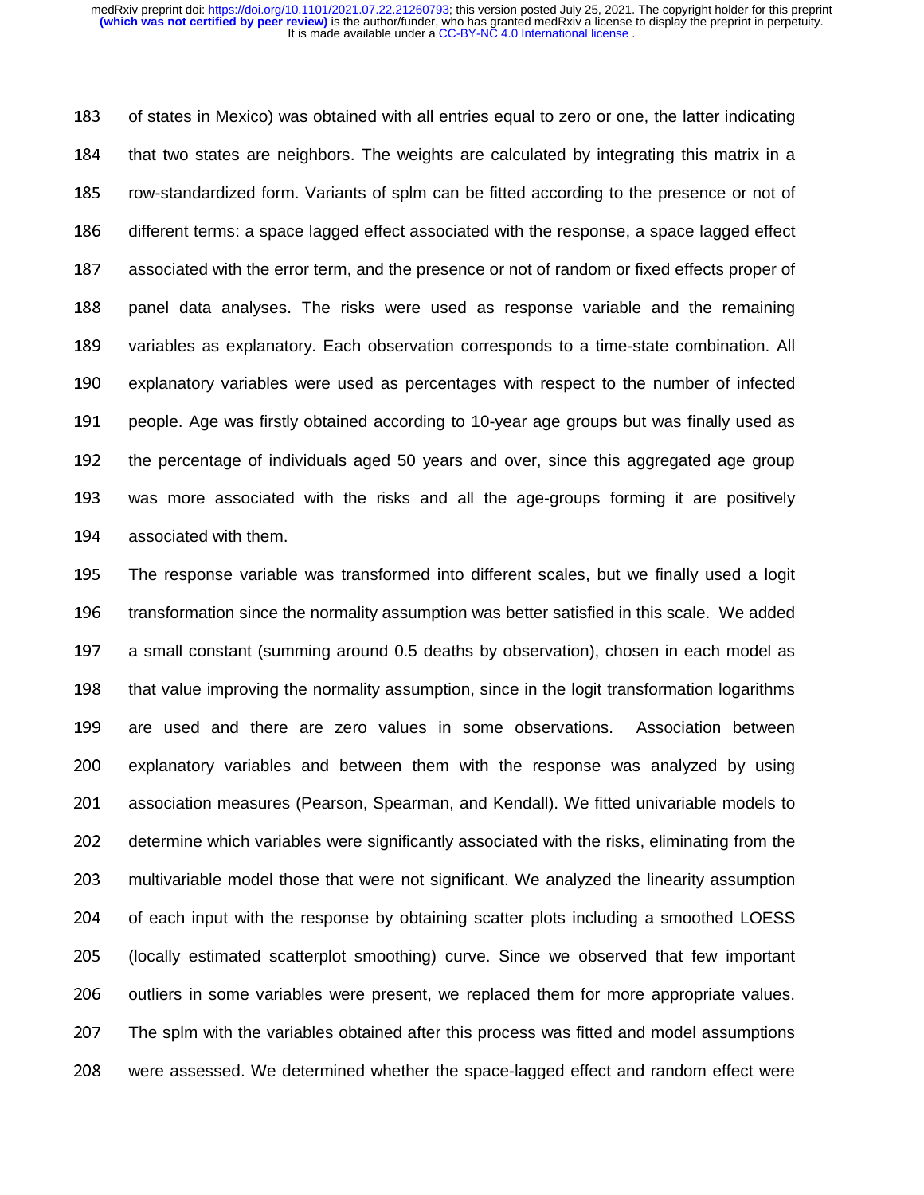of states in Mexico) was obtained with all entries equal to zero or one, the latter indicating that two states are neighbors. The weights are calculated by integrating this matrix in a row-standardized form. Variants of splm can be fitted according to the presence or not of different terms: a space lagged effect associated with the response, a space lagged effect associated with the error term, and the presence or not of random or fixed effects proper of panel data analyses. The risks were used as response variable and the remaining variables as explanatory. Each observation corresponds to a time-state combination. All explanatory variables were used as percentages with respect to the number of infected people. Age was firstly obtained according to 10-year age groups but was finally used as the percentage of individuals aged 50 years and over, since this aggregated age group was more associated with the risks and all the age-groups forming it are positively associated with them.

The response variable was transformed into different scales, but we finally used a logit transformation since the normality assumption was better satisfied in this scale. We added a small constant (summing around 0.5 deaths by observation), chosen in each model as that value improving the normality assumption, since in the logit transformation logarithms are used and there are zero values in some observations. Association between explanatory variables and between them with the response was analyzed by using association measures (Pearson, Spearman, and Kendall). We fitted univariable models to determine which variables were significantly associated with the risks, eliminating from the multivariable model those that were not significant. We analyzed the linearity assumption of each input with the response by obtaining scatter plots including a smoothed LOESS (locally estimated scatterplot smoothing) curve. Since we observed that few important outliers in some variables were present, we replaced them for more appropriate values. The splm with the variables obtained after this process was fitted and model assumptions were assessed. We determined whether the space-lagged effect and random effect were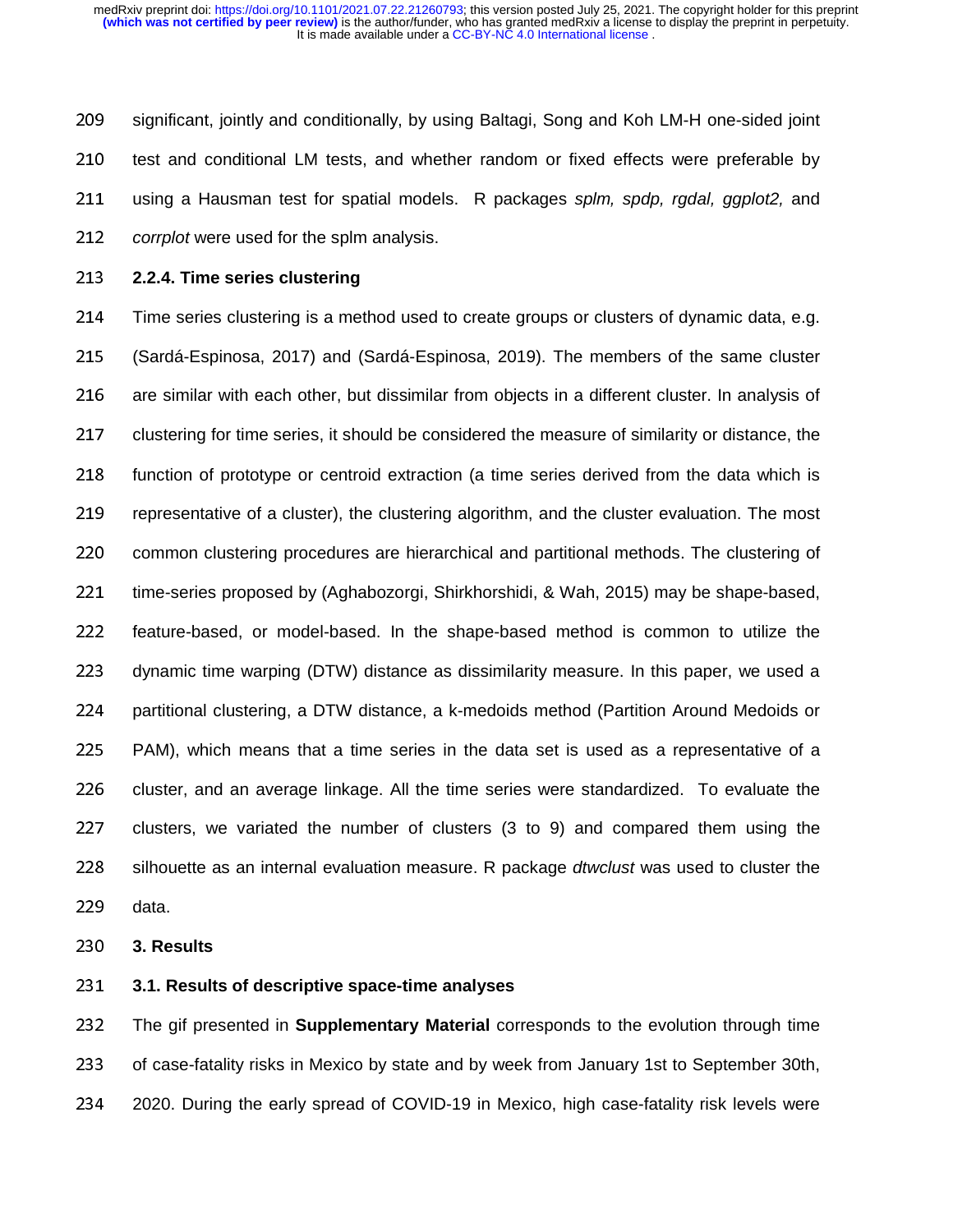significant, jointly and conditionally, by using Baltagi, Song and Koh LM-H one-sided joint test and conditional LM tests, and whether random or fixed effects were preferable by using a Hausman test for spatial models. R packages *splm, spdp, rgdal, ggplot2,* and *corrplot* were used for the splm analysis.

### 2.2.4. Time series clustering

Time series clustering is a method used to create groups or clusters of dynamic data, e.g. (Sardá-Espinosa, 2017) and (Sardá-Espinosa, 2019). The members of the same cluster are similar with each other, but dissimilar from objects in a different cluster. In analysis of clustering for time series, it should be considered the measure of similarity or distance, the function of prototype or centroid extraction (a time series derived from the data which is representative of a cluster), the clustering algorithm, and the cluster evaluation. The most common clustering procedures are hierarchical and partitional methods. The clustering of time-series proposed by (Aghabozorgi, Shirkhorshidi, & Wah, 2015) may be shape-based, feature-based, or model-based. In the shape-based method is common to utilize the dynamic time warping (DTW) distance as dissimilarity measure. In this paper, we used a partitional clustering, a DTW distance, a k-medoids method (Partition Around Medoids or PAM), which means that a time series in the data set is used as a representative of a cluster, and an average linkage. All the time series were standardized. To evaluate the clusters, we variated the number of clusters (3 to 9) and compared them using the silhouette as an internal evaluation measure. R package *dtwclust* was used to cluster the data.

## 3. Results

### 3.1. Results of descriptive space-time analyses

The gif presented in **Supplementary Material** corresponds to the evolution through time of case-fatality risks in Mexico by state and by week from January 1st to September 30th, 2020. During the early spread of COVID-19 in Mexico, high case-fatality risk levels were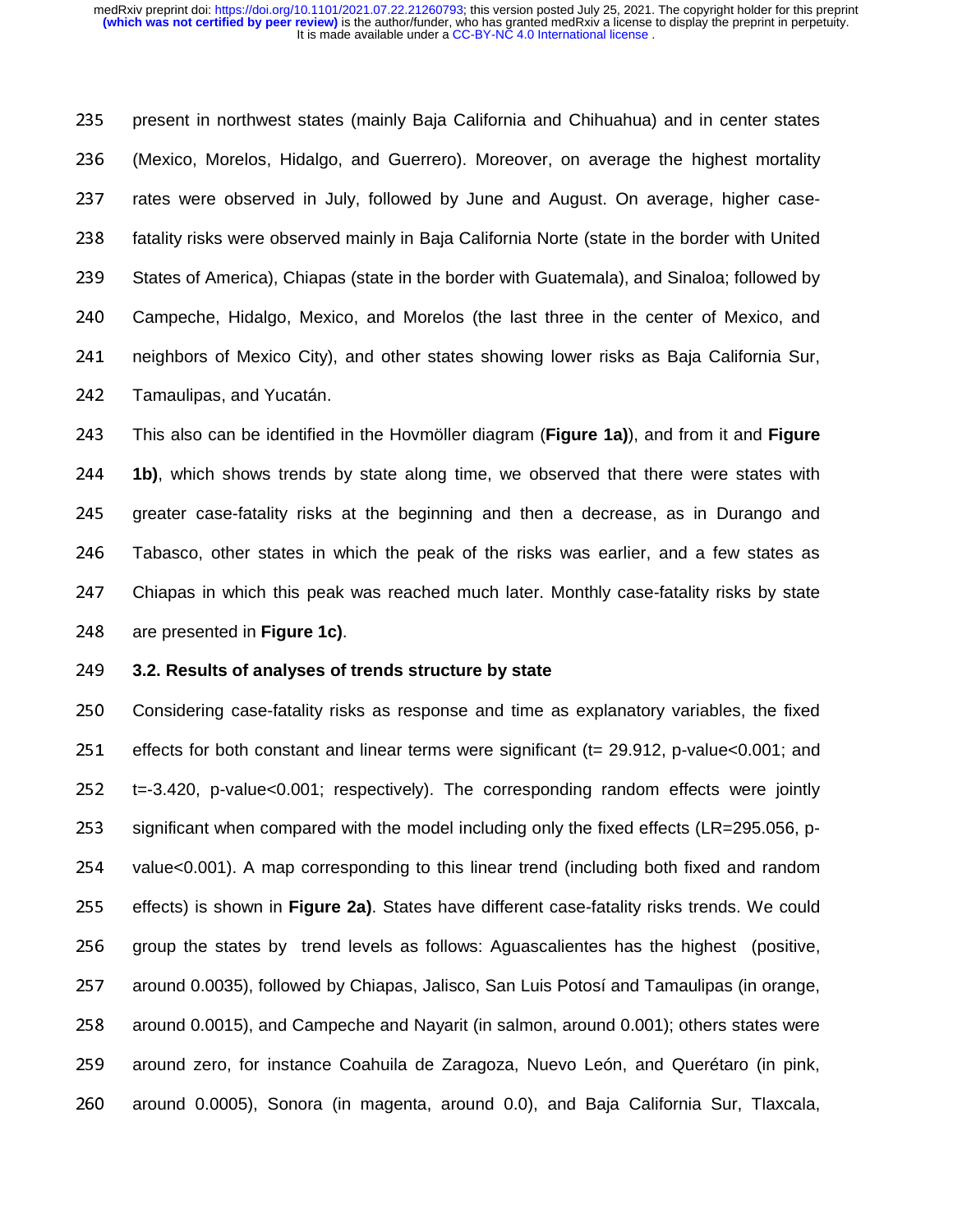present in northwest states (mainly Baja California and Chihuahua) and in center states (Mexico, Morelos, Hidalgo, and Guerrero). Moreover, on average the highest mortality rates were observed in July, followed by June and August. On average, higher case-fatality risks were observed mainly in Baja California Norte (state in the border with United States of America), Chiapas (state in the border with Guatemala), and Sinaloa; followed by Campeche, Hidalgo, Mexico, and Morelos (the last three in the center of Mexico, and neighbors of Mexico City), and other states showing lower risks as Baja California Sur, Tamaulipas, and Yucatán.

This also can be identified in the Hovmöller diagram (**Figure 1a)**), and from it and **Figure 1b)**, which shows trends by state along time, we observed that there were states with greater case-fatality risks at the beginning and then a decrease, as in Durango and Tabasco, other states in which the peak of the risks was earlier, and a few states as Chiapas in which this peak was reached much later. Monthly case-fatality risks by state are presented in **Figure 1c)**.

### 3.2. Results of analyses of trends structure by state

Considering case-fatality risks as response and time as explanatory variables, the fixed effects for both constant and linear terms were significant ($t= 29.912$, p-value$<0.001$; and $t=-3.420$, p-value$<0.001$; respectively). The corresponding random effects were jointly significant when compared with the model including only the fixed effects ($LR=295.056$, p-value$<0.001$). A map corresponding to this linear trend (including both fixed and random effects) is shown in **Figure 2a)**. States have different case-fatality risks trends. We could group the states by trend levels as follows: Aguascalientes has the highest (positive, around 0.0035), followed by Chiapas, Jalisco, San Luis Potosí and Tamaulipas (in orange, around 0.0015), and Campeche and Nayarit (in salmon, around 0.001); others states were around zero, for instance Coahuila de Zaragoza, Nuevo León, and Querétaro (in pink, around 0.0005), Sonora (in magenta, around 0.0), and Baja California Sur, Tlaxcala,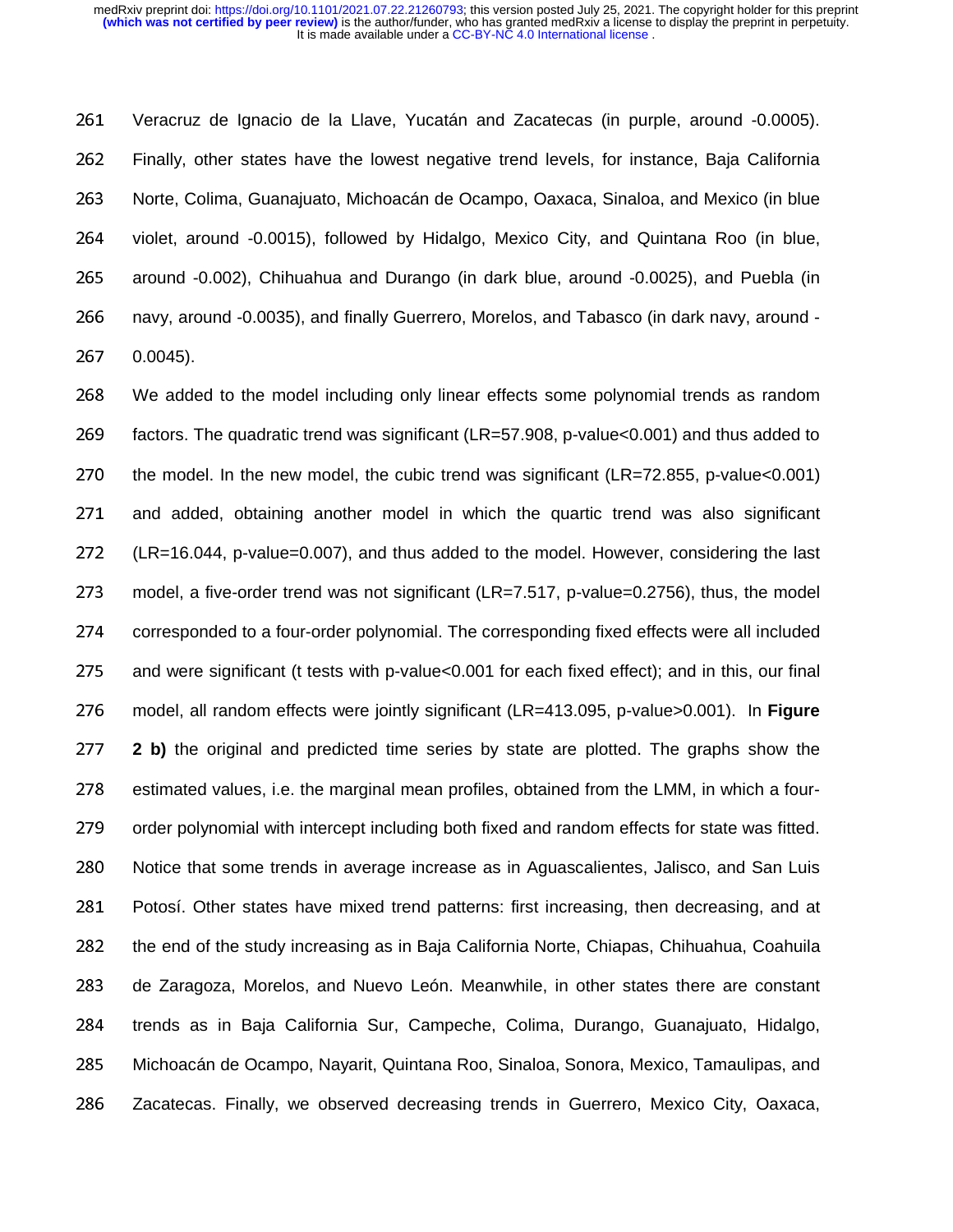Veracruz de Ignacio de la Llave, Yucatán and Zacatecas (in purple, around -0.0005). Finally, other states have the lowest negative trend levels, for instance, Baja California Norte, Colima, Guanajuato, Michoacán de Ocampo, Oaxaca, Sinaloa, and Mexico (in blue violet, around -0.0015), followed by Hidalgo, Mexico City, and Quintana Roo (in blue, around -0.002), Chihuahua and Durango (in dark blue, around -0.0025), and Puebla (in navy, around -0.0035), and finally Guerrero, Morelos, and Tabasco (in dark navy, around -0.0045).

We added to the model including only linear effects some polynomial trends as random factors. The quadratic trend was significant (LR=57.908, p-value<0.001) and thus added to the model. In the new model, the cubic trend was significant (LR=72.855, p-value<0.001) and added, obtaining another model in which the quartic trend was also significant (LR=16.044, p-value=0.007), and thus added to the model. However, considering the last model, a five-order trend was not significant (LR=7.517, p-value=0.2756), thus, the model corresponded to a four-order polynomial. The corresponding fixed effects were all included and were significant (t tests with p-value<0.001 for each fixed effect); and in this, our final model, all random effects were jointly significant (LR=413.095, p-value>0.001). In **Figure 2 b)** the original and predicted time series by state are plotted. The graphs show the estimated values, i.e. the marginal mean profiles, obtained from the LMM, in which a four-order polynomial with intercept including both fixed and random effects for state was fitted. Notice that some trends in average increase as in Aguascalientes, Jalisco, and San Luis Potosí. Other states have mixed trend patterns: first increasing, then decreasing, and at the end of the study increasing as in Baja California Norte, Chiapas, Chihuahua, Coahuila de Zaragoza, Morelos, and Nuevo León. Meanwhile, in other states there are constant trends as in Baja California Sur, Campeche, Colima, Durango, Guanajuato, Hidalgo, Michoacán de Ocampo, Nayarit, Quintana Roo, Sinaloa, Sonora, Mexico, Tamaulipas, and Zacatecas. Finally, we observed decreasing trends in Guerrero, Mexico City, Oaxaca,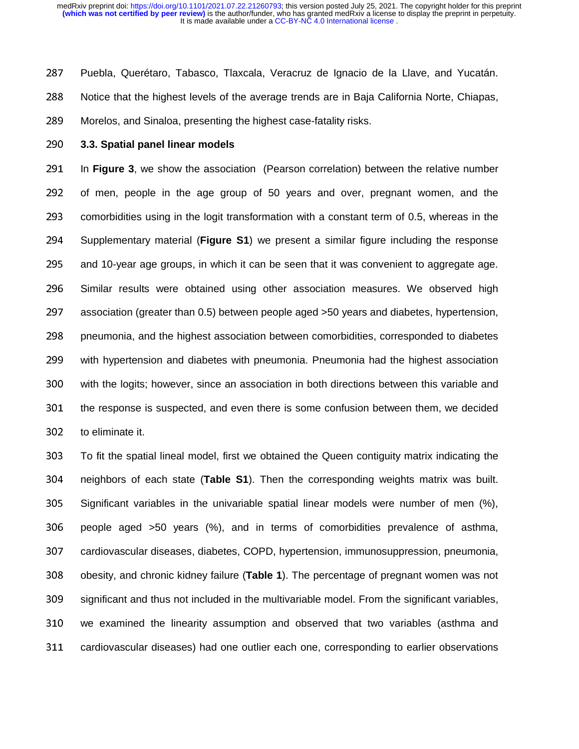Puebla, Querétaro, Tabasco, Tlaxcala, Veracruz de Ignacio de la Llave, and Yucatán. Notice that the highest levels of the average trends are in Baja California Norte, Chiapas, Morelos, and Sinaloa, presenting the highest case-fatality risks.

### 3.3. Spatial panel linear models

In **Figure 3**, we show the association (Pearson correlation) between the relative number of men, people in the age group of 50 years and over, pregnant women, and the comorbidities using in the logit transformation with a constant term of 0.5, whereas in the Supplementary material (**Figure S1**) we present a similar figure including the response and 10-year age groups, in which it can be seen that it was convenient to aggregate age. Similar results were obtained using other association measures. We observed high association (greater than 0.5) between people aged >50 years and diabetes, hypertension, pneumonia, and the highest association between comorbidities, corresponded to diabetes with hypertension and diabetes with pneumonia. Pneumonia had the highest association with the logits; however, since an association in both directions between this variable and the response is suspected, and even there is some confusion between them, we decided to eliminate it.

To fit the spatial lineal model, first we obtained the Queen contiguity matrix indicating the neighbors of each state (**Table S1**). Then the corresponding weights matrix was built. Significant variables in the univariable spatial linear models were number of men (%), people aged >50 years (%), and in terms of comorbidities prevalence of asthma, cardiovascular diseases, diabetes, COPD, hypertension, immunosuppression, pneumonia, obesity, and chronic kidney failure (**Table 1**). The percentage of pregnant women was not significant and thus not included in the multivariable model. From the significant variables, we examined the linearity assumption and observed that two variables (asthma and cardiovascular diseases) had one outlier each one, corresponding to earlier observations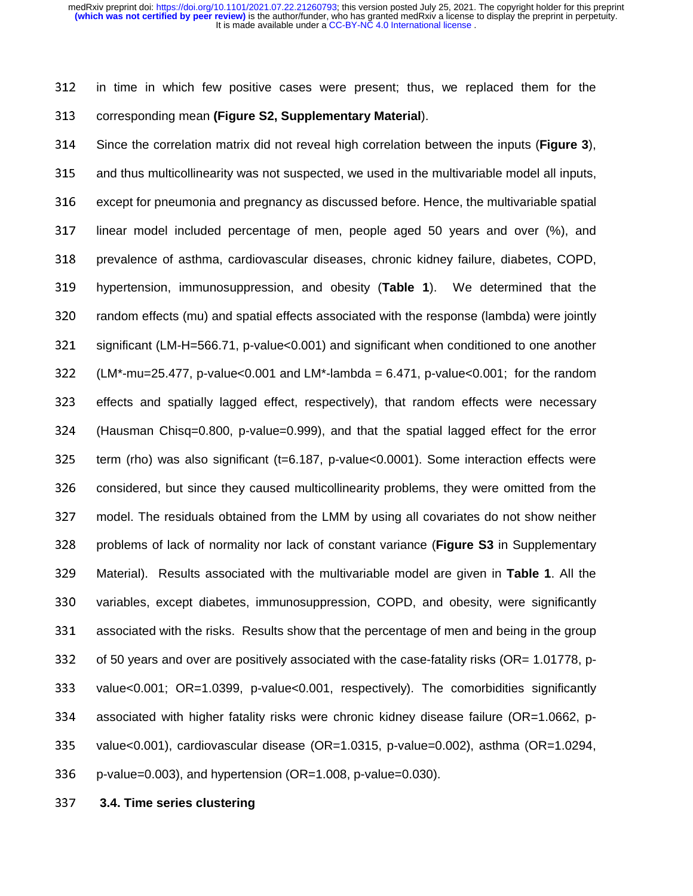in time in which few positive cases were present; thus, we replaced them for the corresponding mean **(Figure S2, Supplementary Material)**.

Since the correlation matrix did not reveal high correlation between the inputs (**Figure 3**), and thus multicollinearity was not suspected, we used in the multivariable model all inputs, except for pneumonia and pregnancy as discussed before. Hence, the multivariable spatial linear model included percentage of men, people aged 50 years and over (%), and prevalence of asthma, cardiovascular diseases, chronic kidney failure, diabetes, COPD, hypertension, immunosuppression, and obesity (**Table 1**). We determined that the random effects (mu) and spatial effects associated with the response (lambda) were jointly significant (LM-H=566.71, p-value<0.001) and significant when conditioned to one another (LM*-mu=25.477, p-value<0.001 and LM*-lambda = 6.471, p-value<0.001; for the random effects and spatially lagged effect, respectively), that random effects were necessary (Hausman Chisq=0.800, p-value=0.999), and that the spatial lagged effect for the error term (rho) was also significant (t=6.187, p-value<0.0001). Some interaction effects were considered, but since they caused multicollinearity problems, they were omitted from the model. The residuals obtained from the LMM by using all covariates do not show neither problems of lack of normality nor lack of constant variance (**Figure S3** in Supplementary Material). Results associated with the multivariable model are given in **Table 1**. All the variables, except diabetes, immunosuppression, COPD, and obesity, were significantly associated with the risks. Results show that the percentage of men and being in the group of 50 years and over are positively associated with the case-fatality risks (OR= 1.01778, p-value<0.001; OR=1.0399, p-value<0.001, respectively). The comorbidities significantly associated with higher fatality risks were chronic kidney disease failure (OR=1.0662, p-value<0.001), cardiovascular disease (OR=1.0315, p-value=0.002), asthma (OR=1.0294, p-value=0.003), and hypertension (OR=1.008, p-value=0.030).

### 3.4. Time series clustering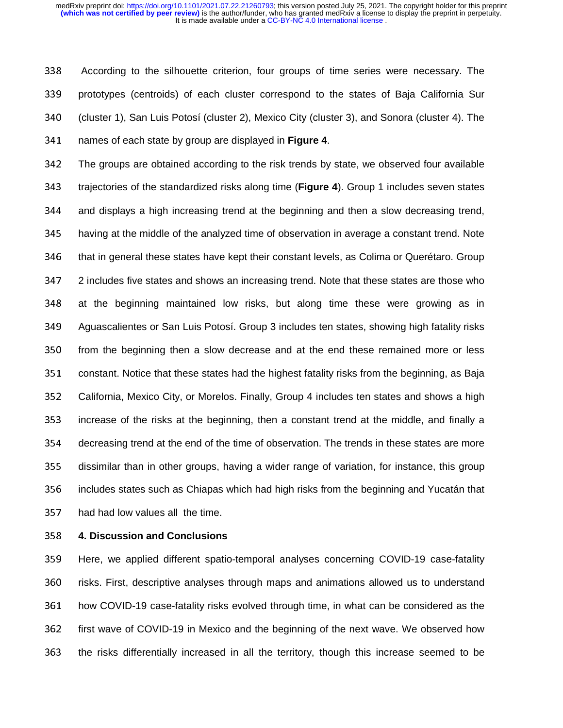According to the silhouette criterion, four groups of time series were necessary. The prototypes (centroids) of each cluster correspond to the states of Baja California Sur (cluster 1), San Luis Potosí (cluster 2), Mexico City (cluster 3), and Sonora (cluster 4). The names of each state by group are displayed in **Figure 4**.

The groups are obtained according to the risk trends by state, we observed four available trajectories of the standardized risks along time (**Figure 4**). Group 1 includes seven states and displays a high increasing trend at the beginning and then a slow decreasing trend, having at the middle of the analyzed time of observation in average a constant trend. Note that in general these states have kept their constant levels, as Colima or Querétaro. Group 2 includes five states and shows an increasing trend. Note that these states are those who at the beginning maintained low risks, but along time these were growing as in Aguascalientes or San Luis Potosí. Group 3 includes ten states, showing high fatality risks from the beginning then a slow decrease and at the end these remained more or less constant. Notice that these states had the highest fatality risks from the beginning, as Baja California, Mexico City, or Morelos. Finally, Group 4 includes ten states and shows a high increase of the risks at the beginning, then a constant trend at the middle, and finally a decreasing trend at the end of the time of observation. The trends in these states are more dissimilar than in other groups, having a wider range of variation, for instance, this group includes states such as Chiapas which had high risks from the beginning and Yucatán that had had low values all the time.

## 4. Discussion and Conclusions

Here, we applied different spatio-temporal analyses concerning COVID-19 case-fatality risks. First, descriptive analyses through maps and animations allowed us to understand how COVID-19 case-fatality risks evolved through time, in what can be considered as the first wave of COVID-19 in Mexico and the beginning of the next wave. We observed how the risks differentially increased in all the territory, though this increase seemed to be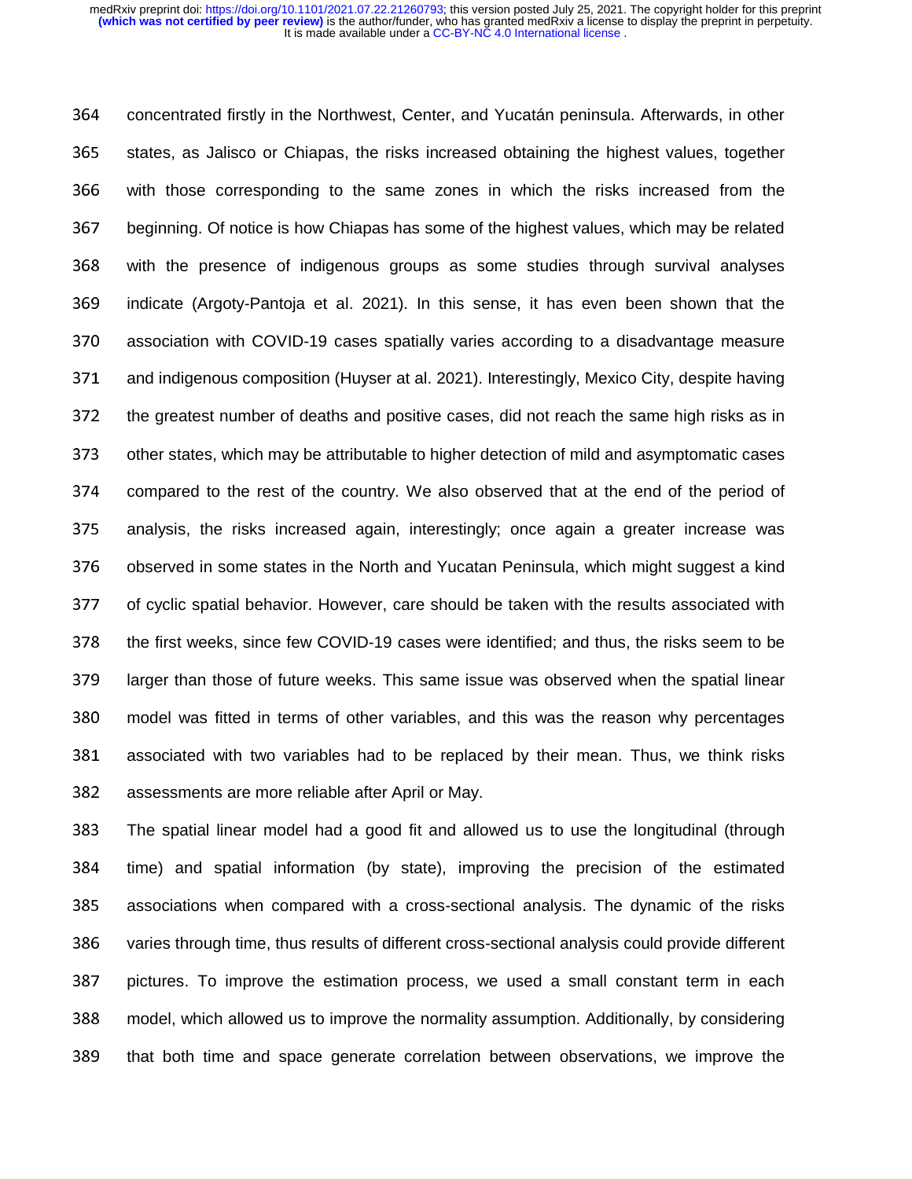concentrated firstly in the Northwest, Center, and Yucatán peninsula. Afterwards, in other states, as Jalisco or Chiapas, the risks increased obtaining the highest values, together with those corresponding to the same zones in which the risks increased from the beginning. Of notice is how Chiapas has some of the highest values, which may be related with the presence of indigenous groups as some studies through survival analyses indicate (Argoty-Pantoja et al. 2021). In this sense, it has even been shown that the association with COVID-19 cases spatially varies according to a disadvantage measure and indigenous composition (Huyser at al. 2021). Interestingly, Mexico City, despite having the greatest number of deaths and positive cases, did not reach the same high risks as in other states, which may be attributable to higher detection of mild and asymptomatic cases compared to the rest of the country. We also observed that at the end of the period of analysis, the risks increased again, interestingly; once again a greater increase was observed in some states in the North and Yucatan Peninsula, which might suggest a kind of cyclic spatial behavior. However, care should be taken with the results associated with the first weeks, since few COVID-19 cases were identified; and thus, the risks seem to be larger than those of future weeks. This same issue was observed when the spatial linear model was fitted in terms of other variables, and this was the reason why percentages associated with two variables had to be replaced by their mean. Thus, we think risks assessments are more reliable after April or May.

The spatial linear model had a good fit and allowed us to use the longitudinal (through time) and spatial information (by state), improving the precision of the estimated associations when compared with a cross-sectional analysis. The dynamic of the risks varies through time, thus results of different cross-sectional analysis could provide different pictures. To improve the estimation process, we used a small constant term in each model, which allowed us to improve the normality assumption. Additionally, by considering that both time and space generate correlation between observations, we improve the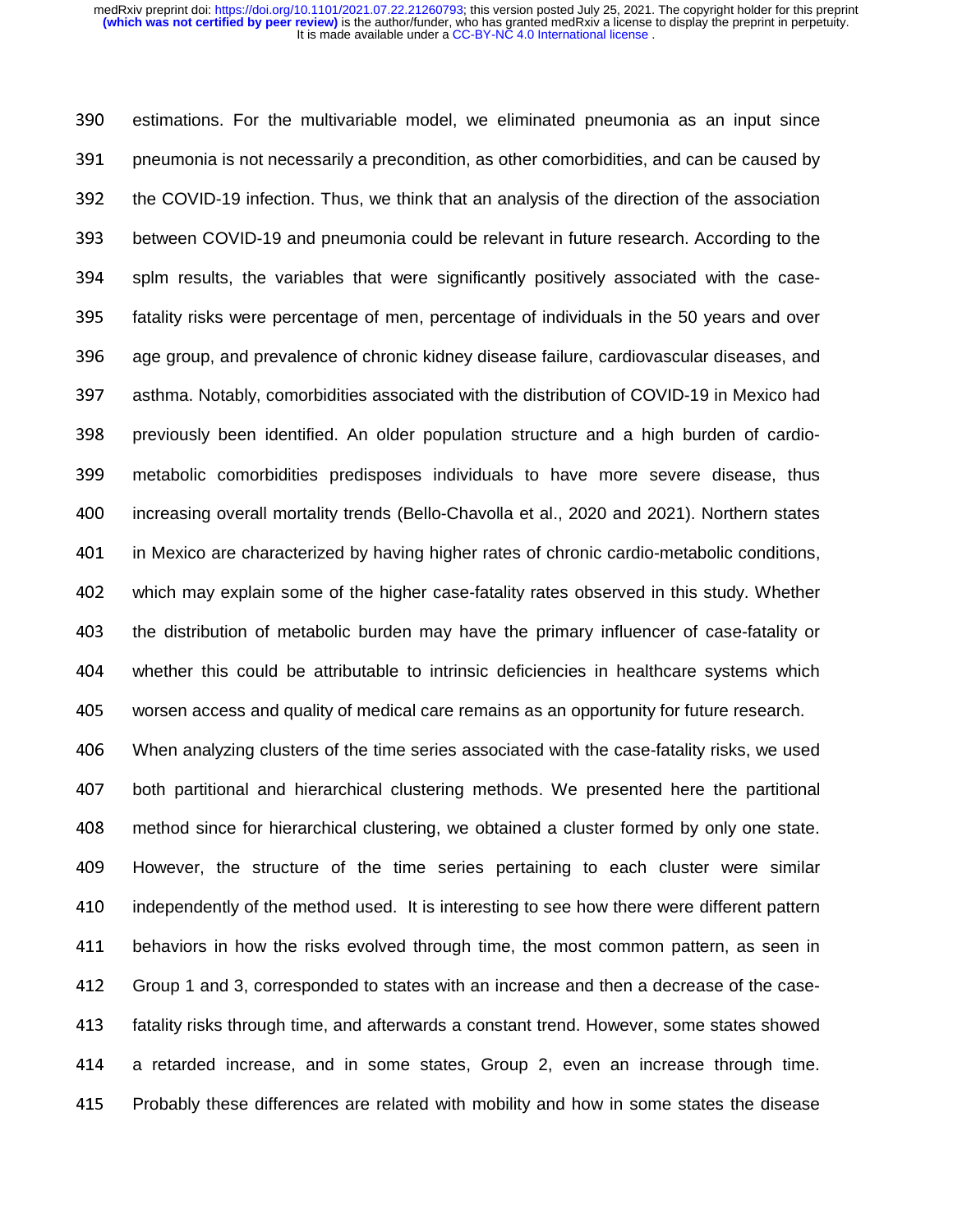estimations. For the multivariable model, we eliminated pneumonia as an input since pneumonia is not necessarily a precondition, as other comorbidities, and can be caused by the COVID-19 infection. Thus, we think that an analysis of the direction of the association between COVID-19 and pneumonia could be relevant in future research. According to the splm results, the variables that were significantly positively associated with the case-fatality risks were percentage of men, percentage of individuals in the 50 years and over age group, and prevalence of chronic kidney disease failure, cardiovascular diseases, and asthma. Notably, comorbidities associated with the distribution of COVID-19 in Mexico had previously been identified. An older population structure and a high burden of cardio-metabolic comorbidities predisposes individuals to have more severe disease, thus increasing overall mortality trends (Bello-Chavolla et al., 2020 and 2021). Northern states in Mexico are characterized by having higher rates of chronic cardio-metabolic conditions, which may explain some of the higher case-fatality rates observed in this study. Whether the distribution of metabolic burden may have the primary influencer of case-fatality or whether this could be attributable to intrinsic deficiencies in healthcare systems which worsen access and quality of medical care remains as an opportunity for future research.

When analyzing clusters of the time series associated with the case-fatality risks, we used both partitional and hierarchical clustering methods. We presented here the partitional method since for hierarchical clustering, we obtained a cluster formed by only one state. However, the structure of the time series pertaining to each cluster were similar independently of the method used. It is interesting to see how there were different pattern behaviors in how the risks evolved through time, the most common pattern, as seen in Group 1 and 3, corresponded to states with an increase and then a decrease of the case-fatality risks through time, and afterwards a constant trend. However, some states showed a retarded increase, and in some states, Group 2, even an increase through time. Probably these differences are related with mobility and how in some states the disease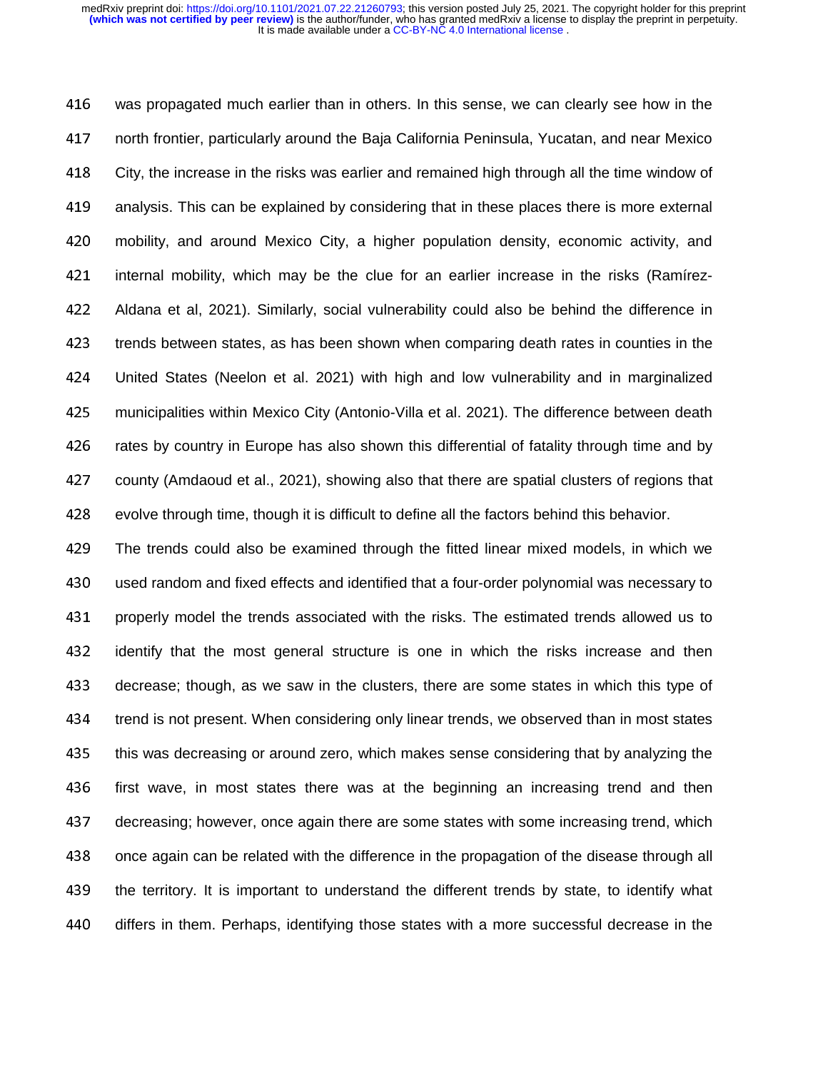was propagated much earlier than in others. In this sense, we can clearly see how in the north frontier, particularly around the Baja California Peninsula, Yucatan, and near Mexico City, the increase in the risks was earlier and remained high through all the time window of analysis. This can be explained by considering that in these places there is more external mobility, and around Mexico City, a higher population density, economic activity, and internal mobility, which may be the clue for an earlier increase in the risks (Ramírez-Aldana et al, 2021). Similarly, social vulnerability could also be behind the difference in trends between states, as has been shown when comparing death rates in counties in the United States (Neelon et al. 2021) with high and low vulnerability and in marginalized municipalities within Mexico City (Antonio-Villa et al. 2021). The difference between death rates by country in Europe has also shown this differential of fatality through time and by county (Amdaoud et al., 2021), showing also that there are spatial clusters of regions that evolve through time, though it is difficult to define all the factors behind this behavior.

The trends could also be examined through the fitted linear mixed models, in which we used random and fixed effects and identified that a four-order polynomial was necessary to properly model the trends associated with the risks. The estimated trends allowed us to identify that the most general structure is one in which the risks increase and then decrease; though, as we saw in the clusters, there are some states in which this type of trend is not present. When considering only linear trends, we observed than in most states this was decreasing or around zero, which makes sense considering that by analyzing the first wave, in most states there was at the beginning an increasing trend and then decreasing; however, once again there are some states with some increasing trend, which once again can be related with the difference in the propagation of the disease through all the territory. It is important to understand the different trends by state, to identify what differs in them. Perhaps, identifying those states with a more successful decrease in the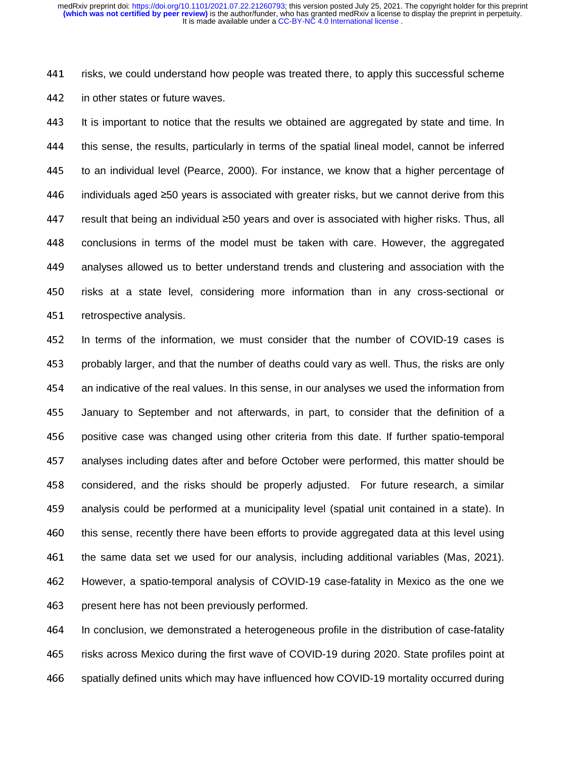risks, we could understand how people was treated there, to apply this successful scheme in other states or future waves.

It is important to notice that the results we obtained are aggregated by state and time. In this sense, the results, particularly in terms of the spatial lineal model, cannot be inferred to an individual level (Pearce, 2000). For instance, we know that a higher percentage of individuals aged ≥50 years is associated with greater risks, but we cannot derive from this result that being an individual ≥50 years and over is associated with higher risks. Thus, all conclusions in terms of the model must be taken with care. However, the aggregated analyses allowed us to better understand trends and clustering and association with the risks at a state level, considering more information than in any cross-sectional or retrospective analysis.

In terms of the information, we must consider that the number of COVID-19 cases is probably larger, and that the number of deaths could vary as well. Thus, the risks are only an indicative of the real values. In this sense, in our analyses we used the information from January to September and not afterwards, in part, to consider that the definition of a positive case was changed using other criteria from this date. If further spatio-temporal analyses including dates after and before October were performed, this matter should be considered, and the risks should be properly adjusted. For future research, a similar analysis could be performed at a municipality level (spatial unit contained in a state). In this sense, recently there have been efforts to provide aggregated data at this level using the same data set we used for our analysis, including additional variables (Mas, 2021). However, a spatio-temporal analysis of COVID-19 case-fatality in Mexico as the one we present here has not been previously performed.

In conclusion, we demonstrated a heterogeneous profile in the distribution of case-fatality risks across Mexico during the first wave of COVID-19 during 2020. State profiles point at spatially defined units which may have influenced how COVID-19 mortality occurred during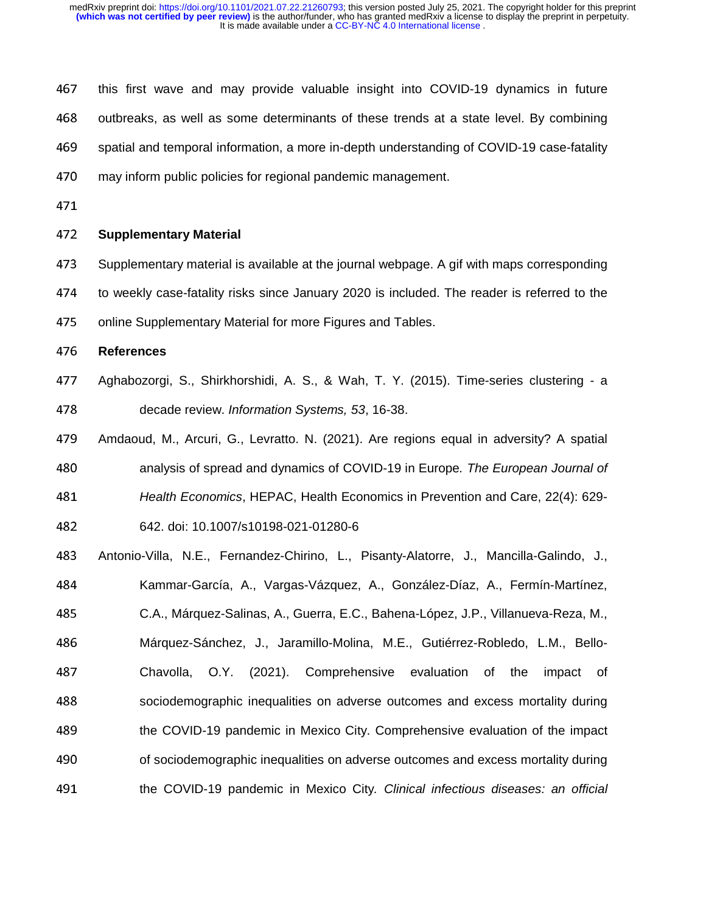this first wave and may provide valuable insight into COVID-19 dynamics in future outbreaks, as well as some determinants of these trends at a state level. By combining spatial and temporal information, a more in-depth understanding of COVID-19 case-fatality may inform public policies for regional pandemic management.

## Supplementary Material

Supplementary material is available at the journal webpage. A gif with maps corresponding to weekly case-fatality risks since January 2020 is included. The reader is referred to the online Supplementary Material for more Figures and Tables.

## References

Aghabozorgi, S., Shirkhorshidi, A. S., & Wah, T. Y. (2015). Time-series clustering - a decade review. *Information Systems, 53*, 16-38.

Amdaoud, M., Arcuri, G., Levratto. N. (2021). Are regions equal in adversity? A spatial analysis of spread and dynamics of COVID-19 in Europe*. The European Journal of Health Economics*, HEPAC, Health Economics in Prevention and Care, 22(4): 629-642. doi: 10.1007/s10198-021-01280-6

Antonio-Villa, N.E., Fernandez-Chirino, L., Pisanty-Alatorre, J., Mancilla-Galindo, J., Kammar-García, A., Vargas-Vázquez, A., González-Díaz, A., Fermín-Martínez, C.A., Márquez-Salinas, A., Guerra, E.C., Bahena-López, J.P., Villanueva-Reza, M., Márquez-Sánchez, J., Jaramillo-Molina, M.E., Gutiérrez-Robledo, L.M., Bello-Chavolla, O.Y. (2021). Comprehensive evaluation of the impact of sociodemographic inequalities on adverse outcomes and excess mortality during the COVID-19 pandemic in Mexico City. Comprehensive evaluation of the impact of sociodemographic inequalities on adverse outcomes and excess mortality during the COVID-19 pandemic in Mexico City*. Clinical infectious diseases: an official*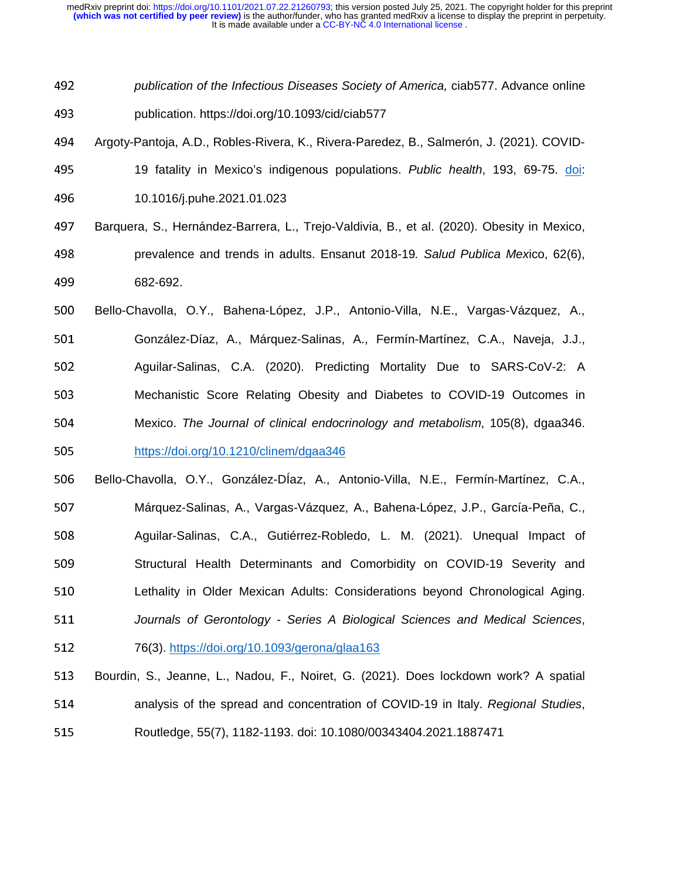*publication of the Infectious Diseases Society of America,* ciab577. Advance online publication. https://doi.org/10.1093/cid/ciab577

Argoty-Pantoja, A.D., Robles-Rivera, K., Rivera-Paredez, B., Salmerón, J. (2021). COVID-19 fatality in Mexico's indigenous populations. *Public health*, 193, 69-75. doi: 10.1016/j.puhe.2021.01.023

Barquera, S., Hernández-Barrera, L., Trejo-Valdivia, B., et al. (2020). Obesity in Mexico, prevalence and trends in adults. Ensanut 2018-19*. Salud Publica Mex*ico, 62(6), 682-692.

Bello-Chavolla, O.Y., Bahena-López, J.P., Antonio-Villa, N.E., Vargas-Vázquez, A., González-Díaz, A., Márquez-Salinas, A., Fermín-Martínez, C.A., Naveja, J.J., Aguilar-Salinas, C.A. (2020). Predicting Mortality Due to SARS-CoV-2: A Mechanistic Score Relating Obesity and Diabetes to COVID-19 Outcomes in Mexico. *The Journal of clinical endocrinology and metabolism*, 105(8), dgaa346. https://doi.org/10.1210/clinem/dgaa346

Bello-Chavolla, O.Y., González-DÍaz, A., Antonio-Villa, N.E., Fermín-Martínez, C.A., Márquez-Salinas, A., Vargas-Vázquez, A., Bahena-López, J.P., García-Peña, C., Aguilar-Salinas, C.A., Gutiérrez-Robledo, L. M. (2021). Unequal Impact of Structural Health Determinants and Comorbidity on COVID-19 Severity and Lethality in Older Mexican Adults: Considerations beyond Chronological Aging. *Journals of Gerontology - Series A Biological Sciences and Medical Sciences*, 76(3). https://doi.org/10.1093/gerona/glaa163

Bourdin, S., Jeanne, L., Nadou, F., Noiret, G. (2021). Does lockdown work? A spatial analysis of the spread and concentration of COVID-19 in Italy. *Regional Studies*, Routledge, 55(7), 1182-1193. doi: 10.1080/00343404.2021.1887471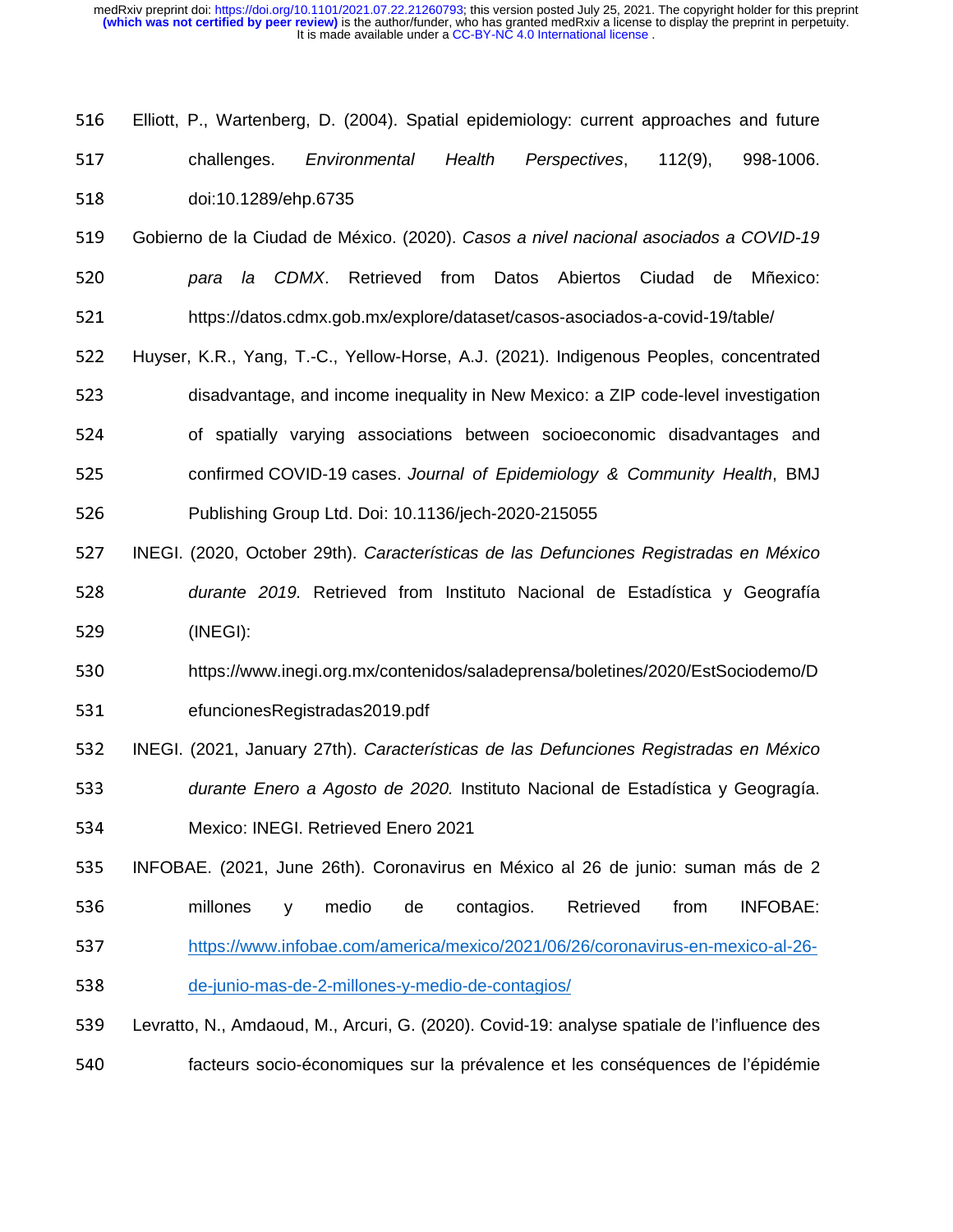Elliott, P., Wartenberg, D. (2004). Spatial epidemiology: current approaches and future challenges. *Environmental Health Perspectives*, 112(9), 998-1006. doi:10.1289/ehp.6735

Gobierno de la Ciudad de México. (2020). *Casos a nivel nacional asociados a COVID-19 para la CDMX*. Retrieved from Datos Abiertos Ciudad de Mñexico: https://datos.cdmx.gob.mx/explore/dataset/casos-asociados-a-covid-19/table/

Huyser, K.R., Yang, T.-C., Yellow-Horse, A.J. (2021). Indigenous Peoples, concentrated disadvantage, and income inequality in New Mexico: a ZIP code-level investigation of spatially varying associations between socioeconomic disadvantages and confirmed COVID-19 cases. *Journal of Epidemiology & Community Health*, BMJ Publishing Group Ltd. Doi: 10.1136/jech-2020-215055

INEGI. (2020, October 29th). *Características de las Defunciones Registradas en México durante 2019.* Retrieved from Instituto Nacional de Estadística y Geografía (INEGI): https://www.inegi.org.mx/contenidos/saladeprensa/boletines/2020/EstSociodemo/DefuncionesRegistradas2019.pdf

INEGI. (2021, January 27th). *Características de las Defunciones Registradas en México durante Enero a Agosto de 2020.* Instituto Nacional de Estadística y Geogragía. Mexico: INEGI. Retrieved Enero 2021

INFOBAE. (2021, June 26th). Coronavirus en México al 26 de junio: suman más de 2 millones y medio de contagios. Retrieved from INFOBAE: https://www.infobae.com/america/mexico/2021/06/26/coronavirus-en-mexico-al-26-de-junio-mas-de-2-millones-y-medio-de-contagios/

Levratto, N., Amdaoud, M., Arcuri, G. (2020). Covid-19: analyse spatiale de l'influence des facteurs socio-économiques sur la prévalence et les conséquences de l'épidémie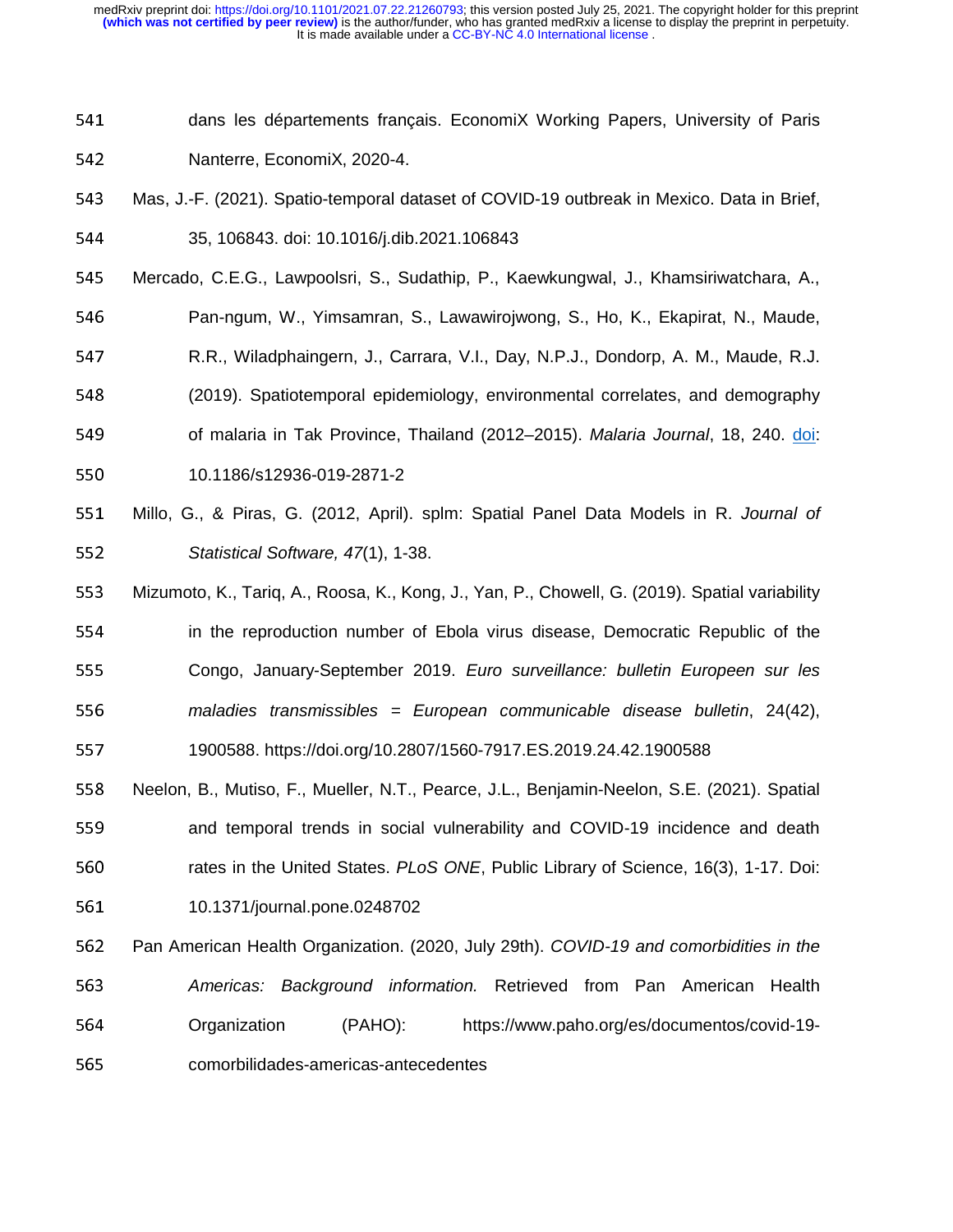dans les départements français. EconomiX Working Papers, University of Paris Nanterre, EconomiX, 2020-4.

Mas, J.-F. (2021). Spatio-temporal dataset of COVID-19 outbreak in Mexico. Data in Brief, 35, 106843. doi: 10.1016/j.dib.2021.106843

Mercado, C.E.G., Lawpoolsri, S., Sudathip, P., Kaewkungwal, J., Khamsiriwatchara, A., Pan-ngum, W., Yimsamran, S., Lawawirojwong, S., Ho, K., Ekapirat, N., Maude, R.R., Wiladphaingern, J., Carrara, V.I., Day, N.P.J., Dondorp, A. M., Maude, R.J. (2019). Spatiotemporal epidemiology, environmental correlates, and demography of malaria in Tak Province, Thailand (2012–2015). *Malaria Journal*, 18, 240. doi: 10.1186/s12936-019-2871-2

Millo, G., & Piras, G. (2012, April). splm: Spatial Panel Data Models in R. *Journal of Statistical Software, 47*(1), 1-38.

Mizumoto, K., Tariq, A., Roosa, K., Kong, J., Yan, P., Chowell, G. (2019). Spatial variability in the reproduction number of Ebola virus disease, Democratic Republic of the Congo, January-September 2019. *Euro surveillance: bulletin Europeen sur les maladies transmissibles = European communicable disease bulletin*, 24(42), 1900588. https://doi.org/10.2807/1560-7917.ES.2019.24.42.1900588

Neelon, B., Mutiso, F., Mueller, N.T., Pearce, J.L., Benjamin-Neelon, S.E. (2021). Spatial and temporal trends in social vulnerability and COVID-19 incidence and death rates in the United States. *PLoS ONE*, Public Library of Science, 16(3), 1-17. Doi: 10.1371/journal.pone.0248702

Pan American Health Organization. (2020, July 29th). *COVID-19 and comorbidities in the Americas: Background information.* Retrieved from Pan American Health Organization (PAHO): https://www.paho.org/es/documentos/covid-19-comorbilidades-americas-antecedentes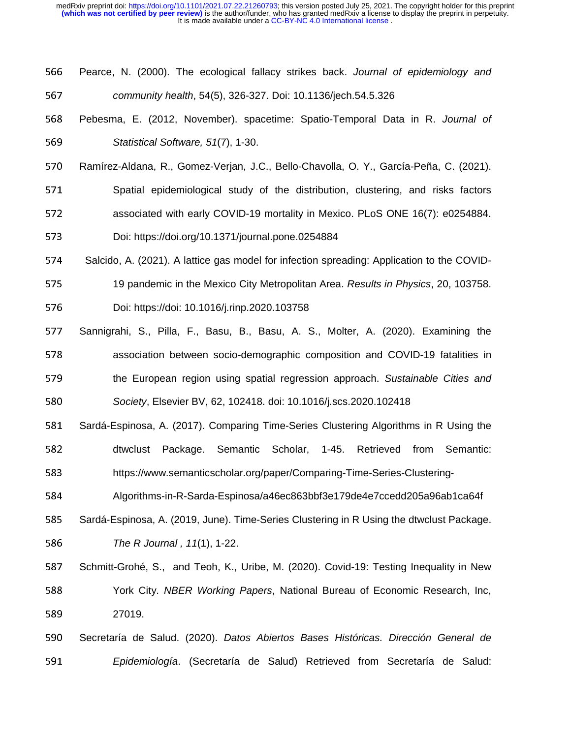Pearce, N. (2000). The ecological fallacy strikes back. *Journal of epidemiology and community health*, 54(5), 326-327. Doi: 10.1136/jech.54.5.326

Pebesma, E. (2012, November). spacetime: Spatio-Temporal Data in R. *Journal of Statistical Software, 51*(7), 1-30.

Ramírez-Aldana, R., Gomez-Verjan, J.C., Bello-Chavolla, O. Y., García-Peña, C. (2021). Spatial epidemiological study of the distribution, clustering, and risks factors associated with early COVID-19 mortality in Mexico. PLoS ONE 16(7): e0254884. Doi: https://doi.org/10.1371/journal.pone.0254884

Salcido, A. (2021). A lattice gas model for infection spreading: Application to the COVID-19 pandemic in the Mexico City Metropolitan Area. *Results in Physics*, 20, 103758. Doi: https://doi: 10.1016/j.rinp.2020.103758

Sannigrahi, S., Pilla, F., Basu, B., Basu, A. S., Molter, A. (2020). Examining the association between socio-demographic composition and COVID-19 fatalities in the European region using spatial regression approach. *Sustainable Cities and Society*, Elsevier BV, 62, 102418. doi: 10.1016/j.scs.2020.102418

Sardá-Espinosa, A. (2017). Comparing Time-Series Clustering Algorithms in R Using the dtwclust Package. Semantic Scholar, 1-45. Retrieved from Semantic: https://www.semanticscholar.org/paper/Comparing-Time-Series-Clustering-Algorithms-in-R-Sarda-Espinosa/a46ec863bbf3e179de4e7ccedd205a96ab1ca64f

Sardá-Espinosa, A. (2019, June). Time-Series Clustering in R Using the dtwclust Package. *The R Journal , 11*(1), 1-22.

Schmitt-Grohé, S., and Teoh, K., Uribe, M. (2020). Covid-19: Testing Inequality in New York City. *NBER Working Papers*, National Bureau of Economic Research, Inc, 27019.

Secretaría de Salud. (2020). *Datos Abiertos Bases Históricas. Dirección General de Epidemiología*. (Secretaría de Salud) Retrieved from Secretaría de Salud: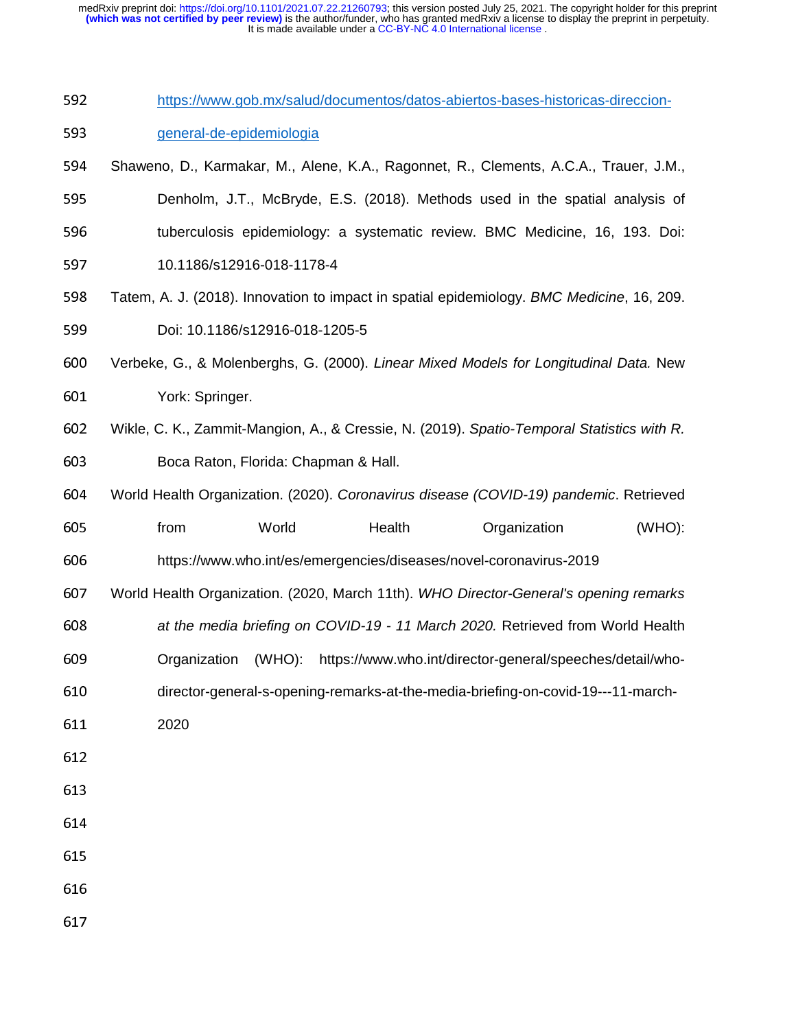https://www.gob.mx/salud/documentos/datos-abiertos-bases-historicas-direccion-general-de-epidemiologia

Shaweno, D., Karmakar, M., Alene, K.A., Ragonnet, R., Clements, A.C.A., Trauer, J.M., Denholm, J.T., McBryde, E.S. (2018). Methods used in the spatial analysis of tuberculosis epidemiology: a systematic review. BMC Medicine, 16, 193. Doi: 10.1186/s12916-018-1178-4

Tatem, A. J. (2018). Innovation to impact in spatial epidemiology. *BMC Medicine*, 16, 209. Doi: 10.1186/s12916-018-1205-5

Verbeke, G., & Molenberghs, G. (2000). *Linear Mixed Models for Longitudinal Data.* New York: Springer.

Wikle, C. K., Zammit-Mangion, A., & Cressie, N. (2019). *Spatio-Temporal Statistics with R.* Boca Raton, Florida: Chapman & Hall.

World Health Organization. (2020). *Coronavirus disease (COVID-19) pandemic*. Retrieved from World Health Organization (WHO): https://www.who.int/es/emergencies/diseases/novel-coronavirus-2019

World Health Organization. (2020, March 11th). *WHO Director-General's opening remarks at the media briefing on COVID-19 - 11 March 2020.* Retrieved from World Health Organization (WHO): https://www.who.int/director-general/speeches/detail/who-director-general-s-opening-remarks-at-the-media-briefing-on-covid-19---11-march-2020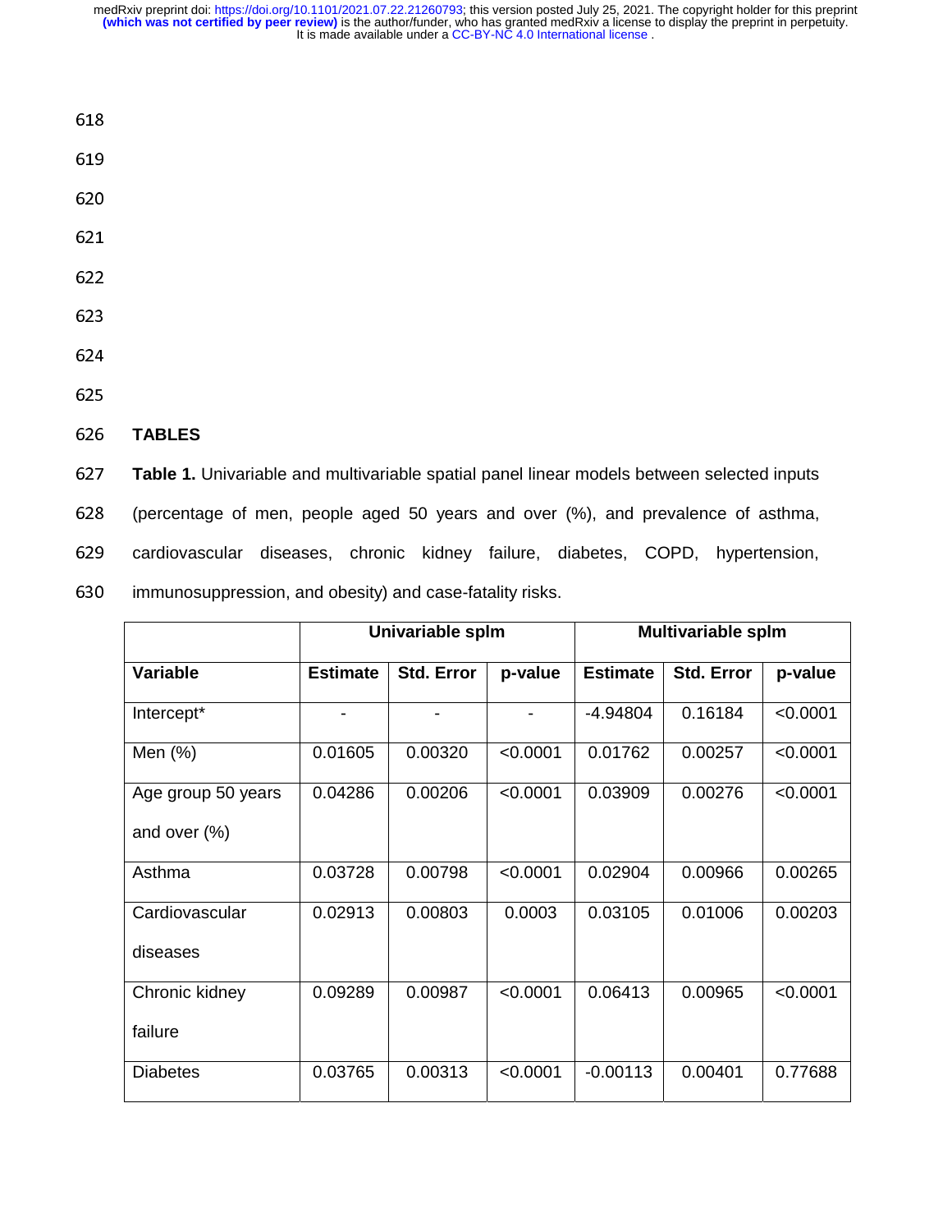## TABLES

**Table 1.** Univariable and multivariable spatial panel linear models between selected inputs (percentage of men, people aged 50 years and over (%), and prevalence of asthma, cardiovascular diseases, chronic kidney failure, diabetes, COPD, hypertension, immunosuppression, and obesity) and case-fatality risks.

| | Univariable splm | | | Multivariable splm | | |
|---|---|---|---|---|---|---|
| **Variable** | **Estimate** | **Std. Error** | **p-value** | **Estimate** | **Std. Error** | **p-value** |
| Intercept* | - | - | - | -4.94804 | 0.16184 | <0.0001 |
| Men (%) | 0.01605 | 0.00320 | <0.0001 | 0.01762 | 0.00257 | <0.0001 |
| Age group 50 years and over (%) | 0.04286 | 0.00206 | <0.0001 | 0.03909 | 0.00276 | <0.0001 |
| Asthma | 0.03728 | 0.00798 | <0.0001 | 0.02904 | 0.00966 | 0.00265 |
| Cardiovascular diseases | 0.02913 | 0.00803 | 0.0003 | 0.03105 | 0.01006 | 0.00203 |
| Chronic kidney failure | 0.09289 | 0.00987 | <0.0001 | 0.06413 | 0.00965 | <0.0001 |
| Diabetes | 0.03765 | 0.00313 | <0.0001 | -0.00113 | 0.00401 | 0.77688 |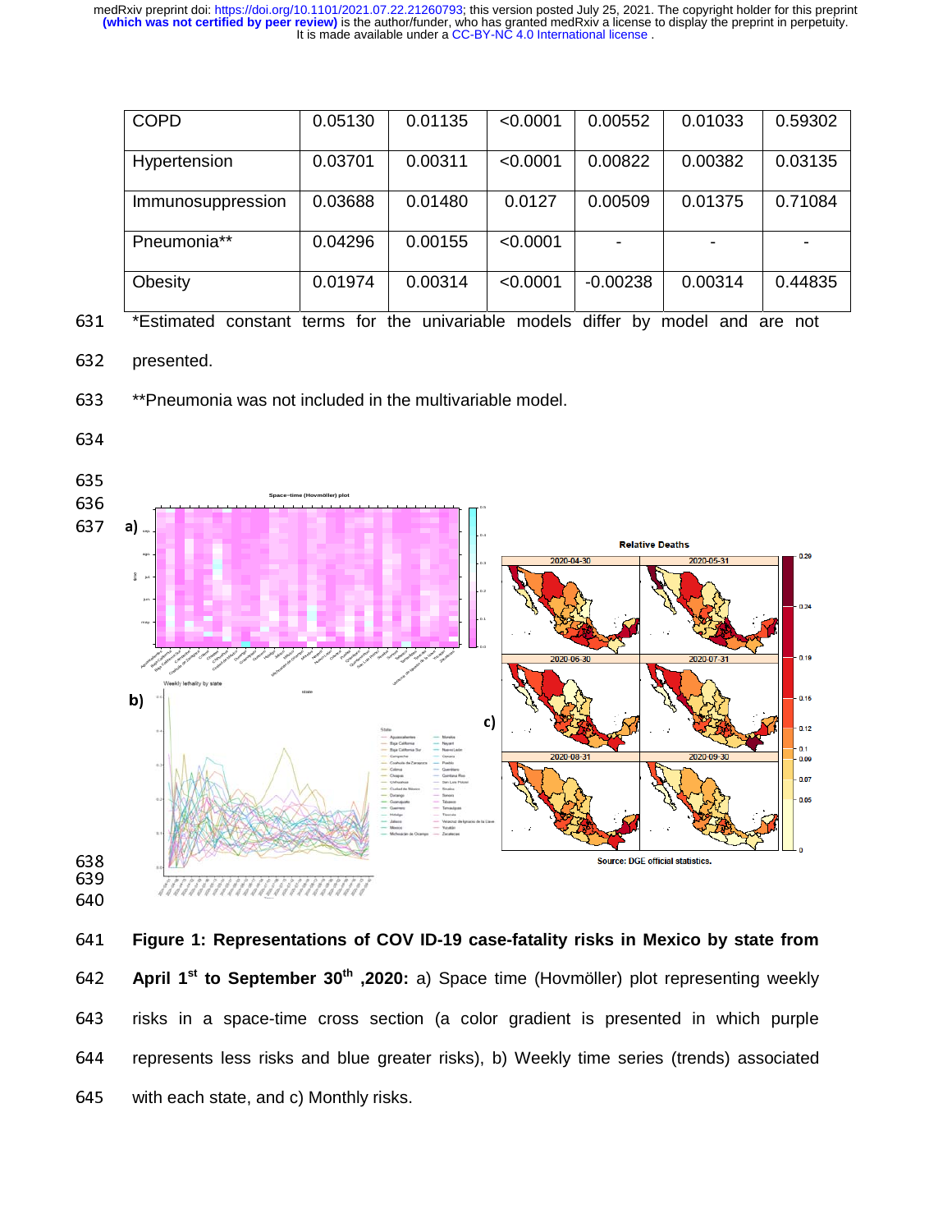| COPD | 0.05130 | 0.01135 | <0.0001 | 0.00552 | 0.01033 | 0.59302 |
|---|---|---|---|---|---|---|
| Hypertension | 0.03701 | 0.00311 | <0.0001 | 0.00822 | 0.00382 | 0.03135 |
| Immunosuppression | 0.03688 | 0.01480 | 0.0127 | 0.00509 | 0.01375 | 0.71084 |
| Pneumonia** | 0.04296 | 0.00155 | <0.0001 | - | - | - |
| Obesity | 0.01974 | 0.00314 | <0.0001 | -0.00238 | 0.00314 | 0.44835 |

*Estimated constant terms for the univariable models differ by model and are not presented.

**Pneumonia was not included in the multivariable model.

**Figure 1: Representations of COV ID-19 case-fatality risks in Mexico by state from April 1st to September 30th ,2020:** a) Space time (Hovmöller) plot representing weekly risks in a space-time cross section (a color gradient is presented in which purple represents less risks and blue greater risks), b) Weekly time series (trends) associated with each state, and c) Monthly risks.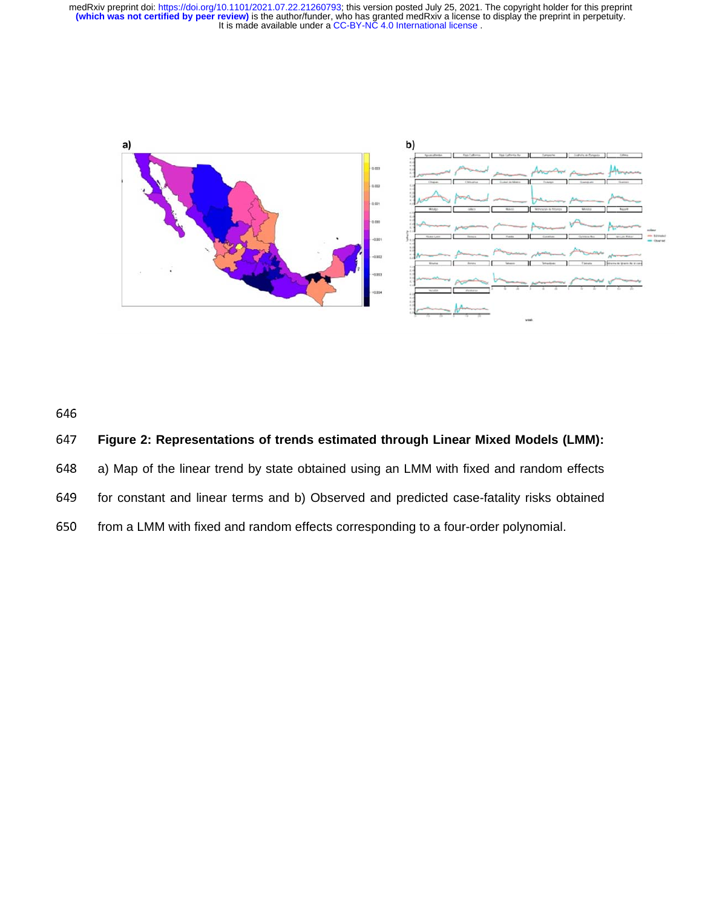**Figure 2: Representations of trends estimated through Linear Mixed Models (LMM):** a) Map of the linear trend by state obtained using an LMM with fixed and random effects for constant and linear terms and b) Observed and predicted case-fatality risks obtained from a LMM with fixed and random effects corresponding to a four-order polynomial.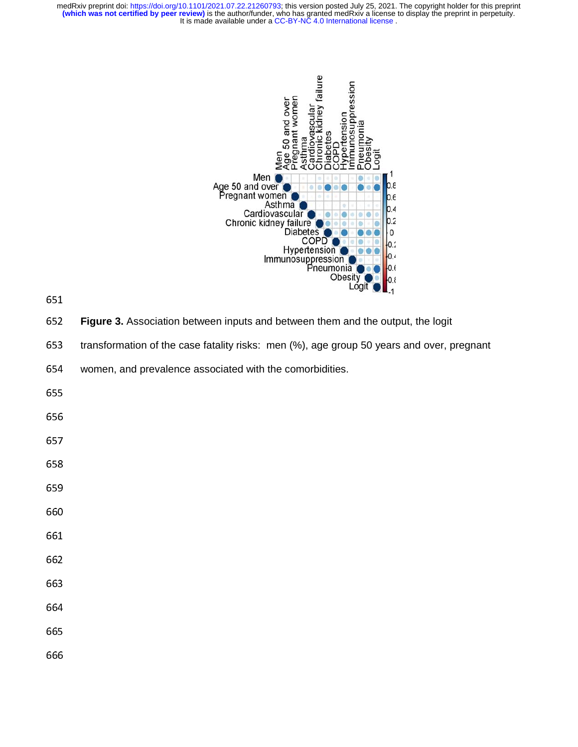**Figure 3.** Association between inputs and between them and the output, the logit transformation of the case fatality risks: men (%), age group 50 years and over, pregnant women, and prevalence associated with the comorbidities.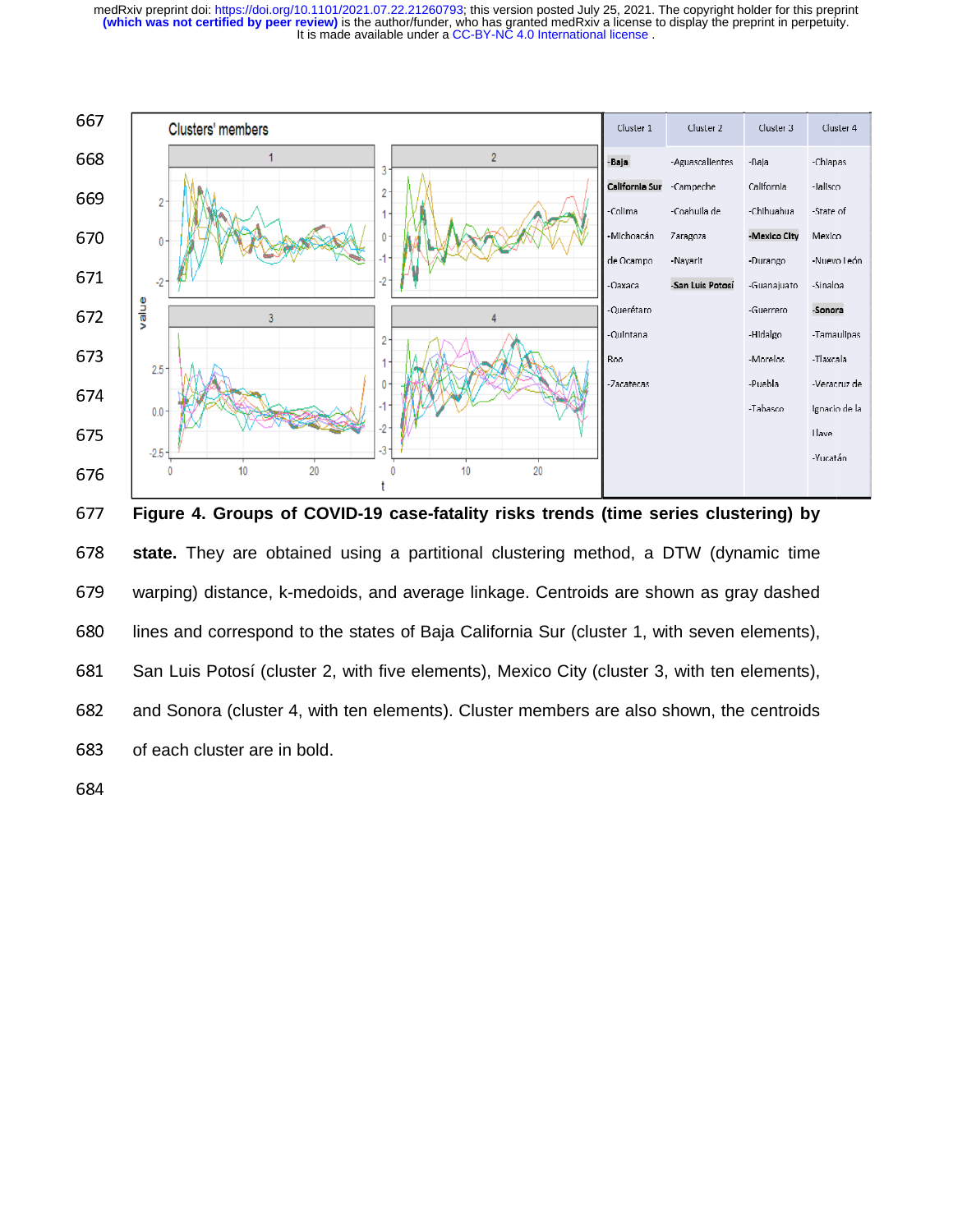Clusters' members

1

2

3

4

value

t

0 10 20

| Cluster 1 | Cluster 2 | Cluster 3 | Cluster 4 |
|---|---|---|---|
| **-Baja California Sur** | -Aguascalientes | -Baja California | -Chiapas |
| -Colima | -Campeche | -Chihuahua | -Jalisco |
| -Michoacán de Ocampo | -Coahuila de Zaragoza | **-Mexico City** | -State of Mexico |
| -Oaxaca | -Nayarit | -Durango | -Nuevo León |
| -Querétaro | **-San Luis Potosí** | -Guanajuato | -Sinaloa |
| -Quintana Roo | | -Guerrero | **-Sonora** |
| -Zacatecas | | -Hidalgo | -Tamaulipas |
| | | -Morelos | -Tlaxcala |
| | | -Puebla | -Veracruz de Ignacio de la Llave |
| | | -Tabasco | -Yucatán |

**Figure 4. Groups of COVID-19 case-fatality risks trends (time series clustering) by state.** They are obtained using a partitional clustering method, a DTW (dynamic time warping) distance, k-medoids, and average linkage. Centroids are shown as gray dashed lines and correspond to the states of Baja California Sur (cluster 1, with seven elements), San Luis Potosí (cluster 2, with five elements), Mexico City (cluster 3, with ten elements), and Sonora (cluster 4, with ten elements). Cluster members are also shown, the centroids of each cluster are in bold.